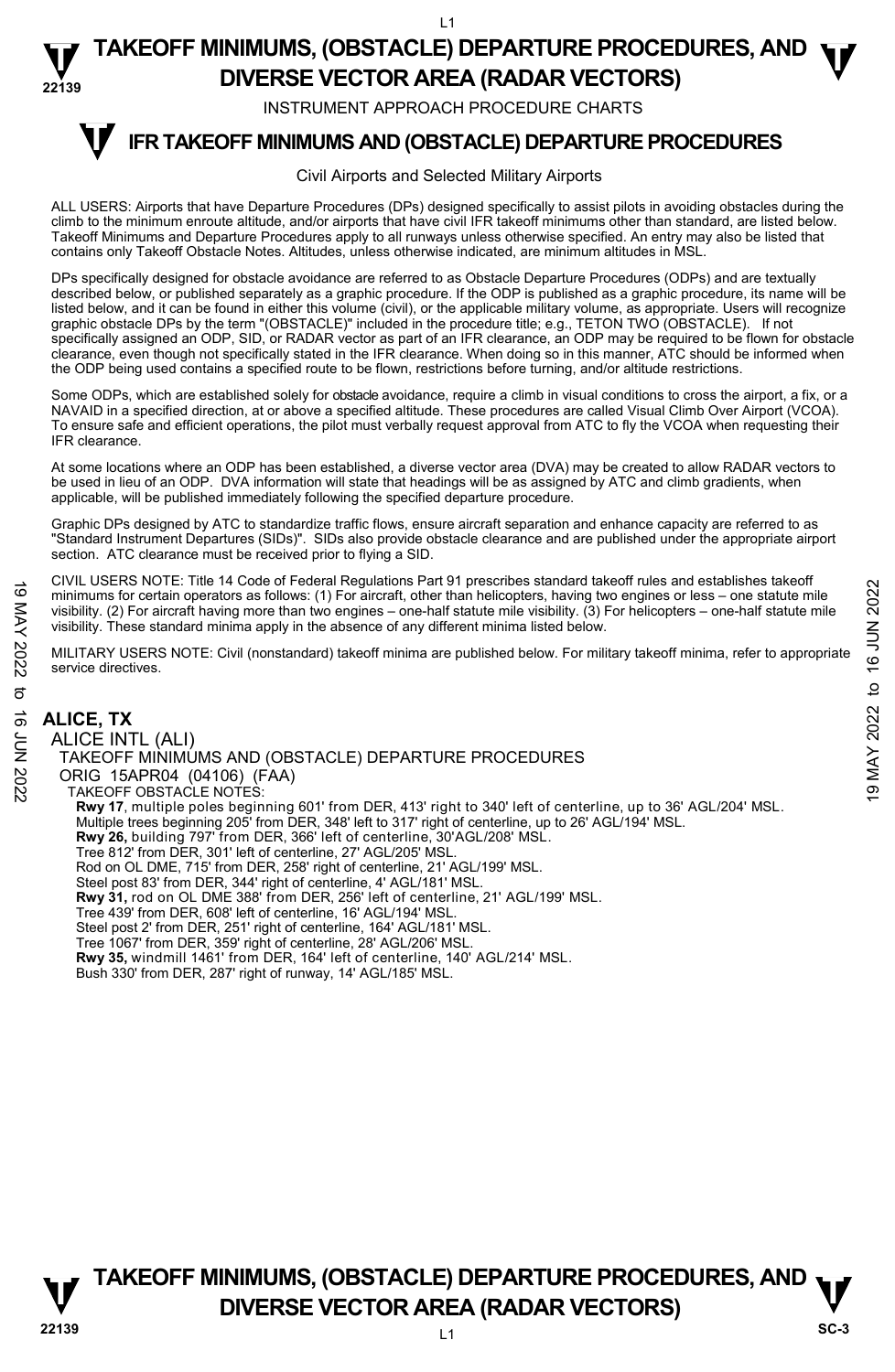# TAKEOFF MINIMUMS, (OBSTACLE) DEPARTURE PROCEDURES, AND DIVERSE VECTOR AREA (RADAR VECTORS)

INSTRUMENT APPROACH PROCEDURE CHARTS

## IFR TAKEOFF MINIMUMS AND (OBSTACLE) DEPARTURE PROCEDURES

Civil Airports and Selected Military Airports

ALL USERS: Airports that have Departure Procedures (DPs) designed specifically to assist pilots in avoiding obstacles during the climb to the minimum enroute altitude, and/or airports that have civil IFR takeoff minimums other than standard, are listed below. Takeoff Minimums and Departure Procedures apply to all runways unless otherwise specified. An entry may also be listed that contains only Takeoff Obstacle Notes. Altitudes, unless otherwise indicated, are minimum altitudes in MSL.

DPs specifically designed for obstacle avoidance are referred to as Obstacle Departure Procedures (ODPs) and are textually described below, or published separately as a graphic procedure. If the ODP is published as a graphic procedure, its name will be listed below, and it can be found in either this volume (civil), or the applicable military volume, as appropriate. Users will recognize graphic obstacle DPs by the term "(OBSTACLE)" included in the procedure title; e.g., TETON TWO (OBSTACLE). If not specifically assigned an ODP, SID, or RADAR vector as part of an IFR clearance, an ODP may be required to be flown for obstacle clearance, even though not specifically stated in the IFR clearance. When doing so in this manner, ATC should be informed when the ODP being used contains a specified route to be flown, restrictions before turning, and/or altitude restrictions.

Some ODPs, which are established solely for obstacle avoidance, require a climb in visual conditions to cross the airport, a fix, or a NAVAID in a specified direction, at or above a specified altitude. These procedures are called Visual Climb Over Airport (VCOA). To ensure safe and efficient operations, the pilot must verbally request approval from ATC to fly the VCOA when requesting their IFR clearance.

At some locations where an ODP has been established, a diverse vector area (DVA) may be created to allow RADAR vectors to be used in lieu of an ODP. DVA information will state that headings will be as assigned by ATC and climb gradients, when applicable, will be published immediately following the specified departure procedure.

Graphic DPs designed by ATC to standardize traffic flows, ensure aircraft separation and enhance capacity are referred to as "Standard Instrument Departures (SIDs)". SIDs also provide obstacle clearance and are published under the appropriate airport section. ATC clearance must be received prior to flying a SID.

CIVIL USERS NOTE: Title 14 Code of Federal Regulations Part 91 prescribes standard takeoff rules and establishes takeoff minimums for certain operators as follows: (1) For aircraft, other than helicopters, having two engines or less – one statute mile visibility. (2) For aircraft having more than two engines – one-half statute mile visibility. (3) For helicopters – one-half statute mile visibility. These standard minima apply in the absence of any different minima listed below.

MILITARY USERS NOTE: Civil (nonstandard) takeoff minima are published below. For military takeoff minima, refer to appropriate service directives.

### ALICE, TX

ALICE INTL (ALI)
TAKEOFF MINIMUMS AND (OBSTACLE) DEPARTURE PROCEDURES
ORIG 15APR04 (04106) (FAA)
TAKEOFF OBSTACLE NOTES:
**Rwy 17**, multiple poles beginning 601' from DER, 413' right to 340' left of centerline, up to 36' AGL/204' MSL.
Multiple trees beginning 205' from DER, 348' left to 317' right of centerline, up to 26' AGL/194' MSL.
**Rwy 26,** building 797' from DER, 366' left of centerline, 30'AGL/208' MSL.
Tree 812' from DER, 301' left of centerline, 27' AGL/205' MSL.
Rod on OL DME, 715' from DER, 258' right of centerline, 21' AGL/199' MSL.
Steel post 83' from DER, 344' right of centerline, 4' AGL/181' MSL.
**Rwy 31,** rod on OL DME 388' from DER, 256' left of centerline, 21' AGL/199' MSL.
Tree 439' from DER, 608' left of centerline, 16' AGL/194' MSL.
Steel post 2' from DER, 251' right of centerline, 164' AGL/181' MSL.
Tree 1067' from DER, 359' right of centerline, 28' AGL/206' MSL.
**Rwy 35,** windmill 1461' from DER, 164' left of centerline, 140' AGL/214' MSL.
Bush 330' from DER, 287' right of runway, 14' AGL/185' MSL.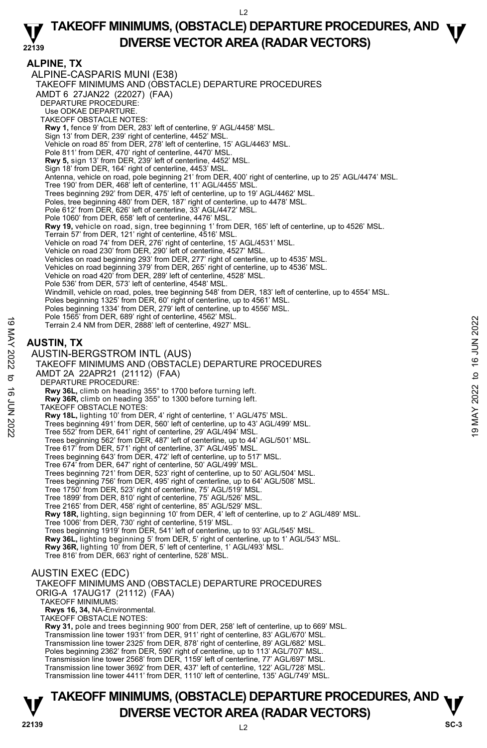## ALPINE, TX

### ALPINE-CASPARIS MUNI (E38)

TAKEOFF MINIMUMS AND (OBSTACLE) DEPARTURE PROCEDURES
AMDT 6 27JAN22 (22027) (FAA)

DEPARTURE PROCEDURE:
Use ODKAE DEPARTURE.

TAKEOFF OBSTACLE NOTES:

**Rwy 1,** fence 9' from DER, 283' left of centerline, 9' AGL/4458' MSL.
Sign 13' from DER, 239' right of centerline, 4452' MSL.
Vehicle on road 85' from DER, 278' left of centerline, 15' AGL/4463' MSL.
Pole 811' from DER, 470' right of centerline, 4470' MSL.

**Rwy 5,** sign 13' from DER, 239' left of centerline, 4452' MSL.
Sign 18' from DER, 164' right of centerline, 4453' MSL.
Antenna, vehicle on road, pole beginning 21' from DER, 400' right of centerline, up to 25' AGL/4474' MSL.
Tree 190' from DER, 468' left of centerline, 11' AGL/4455' MSL.
Trees beginning 292' from DER, 475' left of centerline, up to 19' AGL/4462' MSL.
Poles, tree beginning 480' from DER, 187' right of centerline, up to 4478' MSL.
Pole 612' from DER, 626' left of centerline, 33' AGL/4472' MSL.
Pole 1060' from DER, 658' left of centerline, 4476' MSL.

**Rwy 19,** vehicle on road, sign, tree beginning 1' from DER, 165' left of centerline, up to 4526' MSL.
Terrain 57' from DER, 121' right of centerline, 4516' MSL.
Vehicle on road 74' from DER, 276' right of centerline, 15' AGL/4531' MSL.
Vehicle on road 230' from DER, 290' left of centerline, 4527' MSL.
Vehicles on road beginning 293' from DER, 277' right of centerline, up to 4535' MSL.
Vehicles on road beginning 379' from DER, 265' right of centerline, up to 4536' MSL.
Vehicle on road 420' from DER, 289' left of centerline, 4528' MSL.
Pole 536' from DER, 573' left of centerline, 4548' MSL.
Windmill, vehicle on road, poles, tree beginning 548' from DER, 183' left of centerline, up to 4554' MSL.
Poles beginning 1325' from DER, 60' right of centerline, up to 4561' MSL.
Poles beginning 1334' from DER, 279' left of centerline, up to 4556' MSL.
Pole 1565' from DER, 689' right of centerline, 4562' MSL.
Terrain 2.4 NM from DER, 2888' left of centerline, 4927' MSL.

## AUSTIN, TX

### AUSTIN-BERGSTROM INTL (AUS)

TAKEOFF MINIMUMS AND (OBSTACLE) DEPARTURE PROCEDURES
AMDT 2A 22APR21 (21112) (FAA)

DEPARTURE PROCEDURE:
**Rwy 36L,** climb on heading 355° to 1700 before turning left.
**Rwy 36R,** climb on heading 355° to 1300 before turning left.

TAKEOFF OBSTACLE NOTES:

**Rwy 18L,** lighting 10' from DER, 4' right of centerline, 1' AGL/475' MSL.
Trees beginning 491' from DER, 560' left of centerline, up to 43' AGL/499' MSL.
Tree 552' from DER, 641' right of centerline, 29' AGL/494' MSL.
Trees beginning 562' from DER, 487' left of centerline, up to 44' AGL/501' MSL.
Tree 617' from DER, 571' right of centerline, 37' AGL/495' MSL.
Trees beginning 643' from DER, 472' left of centerline, up to 517' MSL.
Tree 674' from DER, 647' right of centerline, 50' AGL/499' MSL.
Trees beginning 721' from DER, 523' right of centerline, up to 50' AGL/504' MSL.
Trees beginning 756' from DER, 495' right of centerline, up to 64' AGL/508' MSL.
Tree 1750' from DER, 523' right of centerline, 75' AGL/519' MSL.
Tree 1899' from DER, 810' right of centerline, 75' AGL/526' MSL.
Tree 2165' from DER, 458' right of centerline, 85' AGL/529' MSL.

**Rwy 18R,** lighting, sign beginning 10' from DER, 4' left of centerline, up to 2' AGL/489' MSL.
Tree 1006' from DER, 730' right of centerline, 519' MSL.
Trees beginning 1919' from DER, 541' left of centerline, up to 93' AGL/545' MSL.

**Rwy 36L,** lighting beginning 5' from DER, 5' right of centerline, up to 1' AGL/543' MSL.

**Rwy 36R,** lighting 10' from DER, 5' left of centerline, 1' AGL/493' MSL.
Tree 816' from DER, 663' right of centerline, 528' MSL.

### AUSTIN EXEC (EDC)

TAKEOFF MINIMUMS AND (OBSTACLE) DEPARTURE PROCEDURES
ORIG-A 17AUG17 (21112) (FAA)

TAKEOFF MINIMUMS:
**Rwys 16, 34,** NA-Environmental.

TAKEOFF OBSTACLE NOTES:

**Rwy 31,** pole and trees beginning 900' from DER, 258' left of centerline, up to 669' MSL.
Transmission line tower 1931' from DER, 911' right of centerline, 83' AGL/670' MSL.
Transmission line tower 2325' from DER, 878' right of centerline, 89' AGL/682' MSL.
Poles beginning 2362' from DER, 590' right of centerline, up to 113' AGL/707' MSL.
Transmission line tower 2568' from DER, 1159' left of centerline, 77' AGL/697' MSL.
Transmission line tower 3692' from DER, 437' left of centerline, 122' AGL/728' MSL.
Transmission line tower 4411' from DER, 1110' left of centerline, 135' AGL/749' MSL.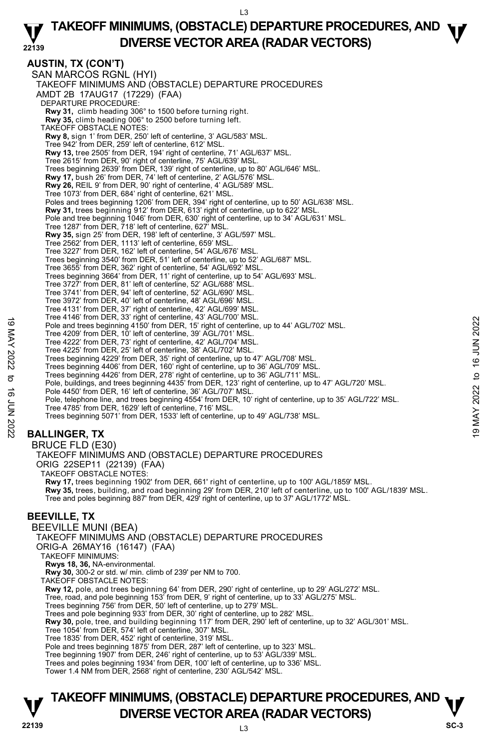## AUSTIN, TX (CON'T)

SAN MARCOS RGNL (HYI)

TAKEOFF MINIMUMS AND (OBSTACLE) DEPARTURE PROCEDURES

AMDT 2B 17AUG17 (17229) (FAA)

DEPARTURE PROCEDURE:

**Rwy 31,** climb heading 306° to 1500 before turning right.
**Rwy 35,** climb heading 006° to 2500 before turning left.

TAKEOFF OBSTACLE NOTES:

**Rwy 8,** sign 1' from DER, 250' left of centerline, 3' AGL/583' MSL.
Tree 942' from DER, 259' left of centerline, 612' MSL.
**Rwy 13,** tree 2505' from DER, 194' right of centerline, 71' AGL/637' MSL.
Tree 2615' from DER, 90' right of centerline, 75' AGL/639' MSL.
Trees beginning 2639' from DER, 139' right of centerline, up to 80' AGL/646' MSL.
**Rwy 17,** bush 26' from DER, 74' left of centerline, 2' AGL/576' MSL.
**Rwy 26,** REIL 9' from DER, 90' right of centerline, 4' AGL/589' MSL.
Tree 1073' from DER, 684' right of centerline, 621' MSL.
Poles and trees beginning 1206' from DER, 394' right of centerline, up to 50' AGL/638' MSL.
**Rwy 31,** trees beginning 912' from DER, 613' right of centerline, up to 622' MSL.
Pole and tree beginning 1046' from DER, 630' right of centerline, up to 34' AGL/631' MSL.
Tree 1287' from DER, 718' left of centerline, 627' MSL.
**Rwy 35,** sign 25' from DER, 198' left of centerline, 3' AGL/597' MSL.
Tree 2562' from DER, 1113' left of centerline, 659' MSL.
Tree 3227' from DER, 162' left of centerline, 54' AGL/676' MSL.
Trees beginning 3540' from DER, 51' left of centerline, up to 52' AGL/687' MSL.
Tree 3655' from DER, 362' right of centerline, 54' AGL/692' MSL.
Trees beginning 3664' from DER, 11' right of centerline, up to 54' AGL/693' MSL.
Tree 3727' from DER, 81' left of centerline, 52' AGL/688' MSL.
Tree 3741' from DER, 94' left of centerline, 52' AGL/690' MSL.
Tree 3972' from DER, 40' left of centerline, 48' AGL/696' MSL.
Tree 4131' from DER, 37' right of centerline, 42' AGL/699' MSL.
Tree 4146' from DER, 33' right of centerline, 43' AGL/700' MSL.
Pole and trees beginning 4150' from DER, 15' right of centerline, up to 44' AGL/702' MSL.
Tree 4209' from DER, 10' left of centerline, 39' AGL/701' MSL.
Tree 4222' from DER, 73' right of centerline, 42' AGL/704' MSL.
Tree 4225' from DER, 25' left of centerline, 38' AGL/702' MSL.
Trees beginning 4229' from DER, 35' right of centerline, up to 47' AGL/708' MSL.
Trees beginning 4406' from DER, 160' right of centerline, up to 36' AGL/709' MSL.
Trees beginning 4426' from DER, 278' right of centerline, up to 36' AGL/711' MSL.
Pole, buildings, and trees beginning 4435' from DER, 123' right of centerline, up to 47' AGL/720' MSL.
Pole 4450' from DER, 16' left of centerline, 36' AGL/707' MSL.
Pole, telephone line, and trees beginning 4554' from DER, 10' right of centerline, up to 35' AGL/722' MSL.
Tree 4785' from DER, 1629' left of centerline, 716' MSL.
Trees beginning 5071' from DER, 1533' left of centerline, up to 49' AGL/738' MSL.

## BALLINGER, TX

BRUCE FLD (E30)

TAKEOFF MINIMUMS AND (OBSTACLE) DEPARTURE PROCEDURES

ORIG 22SEP11 (22139) (FAA)

TAKEOFF OBSTACLE NOTES:

**Rwy 17,** trees beginning 1902' from DER, 661' right of centerline, up to 100' AGL/1859' MSL.
**Rwy 35,** trees, building, and road beginning 29' from DER, 210' left of centerline, up to 100' AGL/1839' MSL.
Tree and poles beginning 887' from DER, 429' right of centerline, up to 37' AGL/1772' MSL.

## BEEVILLE, TX

BEEVILLE MUNI (BEA)

TAKEOFF MINIMUMS AND (OBSTACLE) DEPARTURE PROCEDURES

ORIG-A 26MAY16 (16147) (FAA)

TAKEOFF MINIMUMS:

**Rwys 18, 36,** NA-environmental.
**Rwy 30,** 300-2 or std. w/ min. climb of 239' per NM to 700.

TAKEOFF OBSTACLE NOTES:

**Rwy 12,** pole, and trees beginning 64' from DER, 290' right of centerline, up to 29' AGL/272' MSL.
Tree, road, and pole beginning 153' from DER, 9' right of centerline, up to 33' AGL/275' MSL.
Trees beginning 756' from DER, 50' left of centerline, up to 279' MSL.
Trees and pole beginning 933' from DER, 30' right of centerline, up to 282' MSL.
**Rwy 30,** pole, tree, and building beginning 117' from DER, 290' left of centerline, up to 32' AGL/301' MSL.
Tree 1054' from DER, 574' left of centerline, 307' MSL.
Tree 1835' from DER, 452' right of centerline, 319' MSL.
Pole and trees beginning 1875' from DER, 287' left of centerline, up to 323' MSL.
Tree beginning 1907' from DER, 246' right of centerline, up to 53' AGL/339' MSL.
Trees and poles beginning 1934' from DER, 100' left of centerline, up to 336' MSL.
Tower 1.4 NM from DER, 2568' right of centerline, 230' AGL/542' MSL.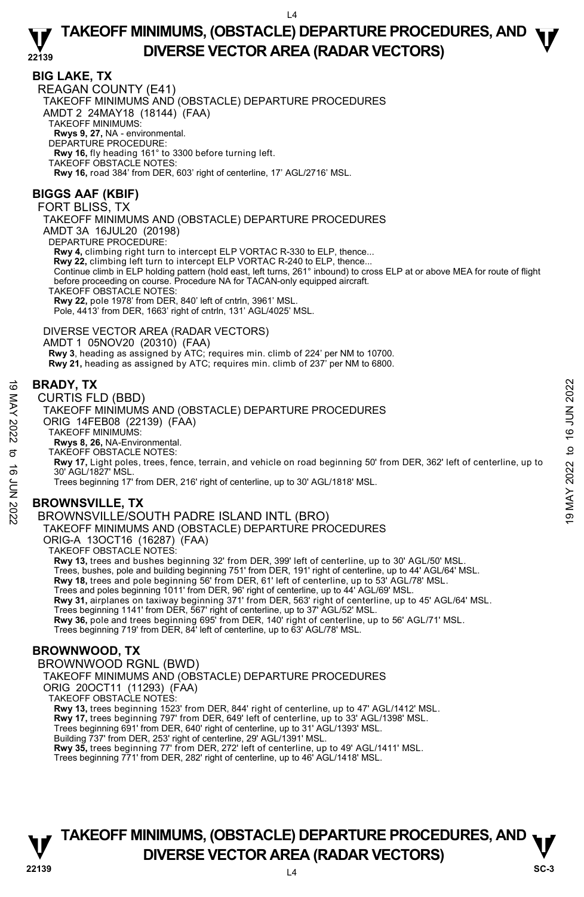## BIG LAKE, TX

REAGAN COUNTY (E41)

TAKEOFF MINIMUMS AND (OBSTACLE) DEPARTURE PROCEDURES

AMDT 2 24MAY18 (18144) (FAA)

TAKEOFF MINIMUMS:

**Rwys 9, 27,** NA - environmental.

DEPARTURE PROCEDURE:

**Rwy 16,** fly heading 161° to 3300 before turning left.

TAKEOFF OBSTACLE NOTES:

**Rwy 16,** road 384' from DER, 603' right of centerline, 17' AGL/2716' MSL.

## BIGGS AAF (KBIF)

FORT BLISS, TX

TAKEOFF MINIMUMS AND (OBSTACLE) DEPARTURE PROCEDURES

AMDT 3A 16JUL20 (20198)

DEPARTURE PROCEDURE:

**Rwy 4,** climbing right turn to intercept ELP VORTAC R-330 to ELP, thence...
**Rwy 22,** climbing left turn to intercept ELP VORTAC R-240 to ELP, thence...
Continue climb in ELP holding pattern (hold east, left turns, 261° inbound) to cross ELP at or above MEA for route of flight before proceeding on course. Procedure NA for TACAN-only equipped aircraft.

TAKEOFF OBSTACLE NOTES:

**Rwy 22,** pole 1978' from DER, 840' left of cntrln, 3961' MSL.
Pole, 4413' from DER, 1663' right of cntrln, 131' AGL/4025' MSL.

DIVERSE VECTOR AREA (RADAR VECTORS)

AMDT 1 05NOV20 (20310) (FAA)

**Rwy 3**, heading as assigned by ATC; requires min. climb of 224' per NM to 10700.
**Rwy 21,** heading as assigned by ATC; requires min. climb of 237' per NM to 6800.

## BRADY, TX

CURTIS FLD (BBD)

TAKEOFF MINIMUMS AND (OBSTACLE) DEPARTURE PROCEDURES

ORIG 14FEB08 (22139) (FAA)

TAKEOFF MINIMUMS:

**Rwys 8, 26,** NA-Environmental.

TAKEOFF OBSTACLE NOTES:

**Rwy 17,** Light poles, trees, fence, terrain, and vehicle on road beginning 50' from DER, 362' left of centerline, up to 30' AGL/1827' MSL.
Trees beginning 17' from DER, 216' right of centerline, up to 30' AGL/1818' MSL.

## BROWNSVILLE, TX

BROWNSVILLE/SOUTH PADRE ISLAND INTL (BRO)

TAKEOFF MINIMUMS AND (OBSTACLE) DEPARTURE PROCEDURES

ORIG-A 13OCT16 (16287) (FAA)

TAKEOFF OBSTACLE NOTES:

**Rwy 13,** trees and bushes beginning 32' from DER, 399' left of centerline, up to 30' AGL/50' MSL.
Trees, bushes, pole and building beginning 751' from DER, 191' right of centerline, up to 44' AGL/64' MSL.
**Rwy 18,** trees and pole beginning 56' from DER, 61' left of centerline, up to 53' AGL/78' MSL.
Trees and poles beginning 1011' from DER, 96' right of centerline, up to 44' AGL/69' MSL.
**Rwy 31,** airplanes on taxiway beginning 371' from DER, 563' right of centerline, up to 45' AGL/64' MSL.
Trees beginning 1141' from DER, 567' right of centerline, up to 37' AGL/52' MSL.
**Rwy 36,** pole and trees beginning 695' from DER, 140' right of centerline, up to 56' AGL/71' MSL.
Trees beginning 719' from DER, 84' left of centerline, up to 63' AGL/78' MSL.

## BROWNWOOD, TX

BROWNWOOD RGNL (BWD)

TAKEOFF MINIMUMS AND (OBSTACLE) DEPARTURE PROCEDURES

ORIG 20OCT11 (11293) (FAA)

TAKEOFF OBSTACLE NOTES:

**Rwy 13,** trees beginning 1523' from DER, 844' right of centerline, up to 47' AGL/1412' MSL.
**Rwy 17,** trees beginning 797' from DER, 649' left of centerline, up to 33' AGL/1398' MSL.
Trees beginning 691' from DER, 640' right of centerline, up to 31' AGL/1393' MSL.
Building 737' from DER, 253' right of centerline, 29' AGL/1391' MSL.
**Rwy 35,** trees beginning 77' from DER, 272' left of centerline, up to 49' AGL/1411' MSL.
Trees beginning 771' from DER, 282' right of centerline, up to 46' AGL/1418' MSL.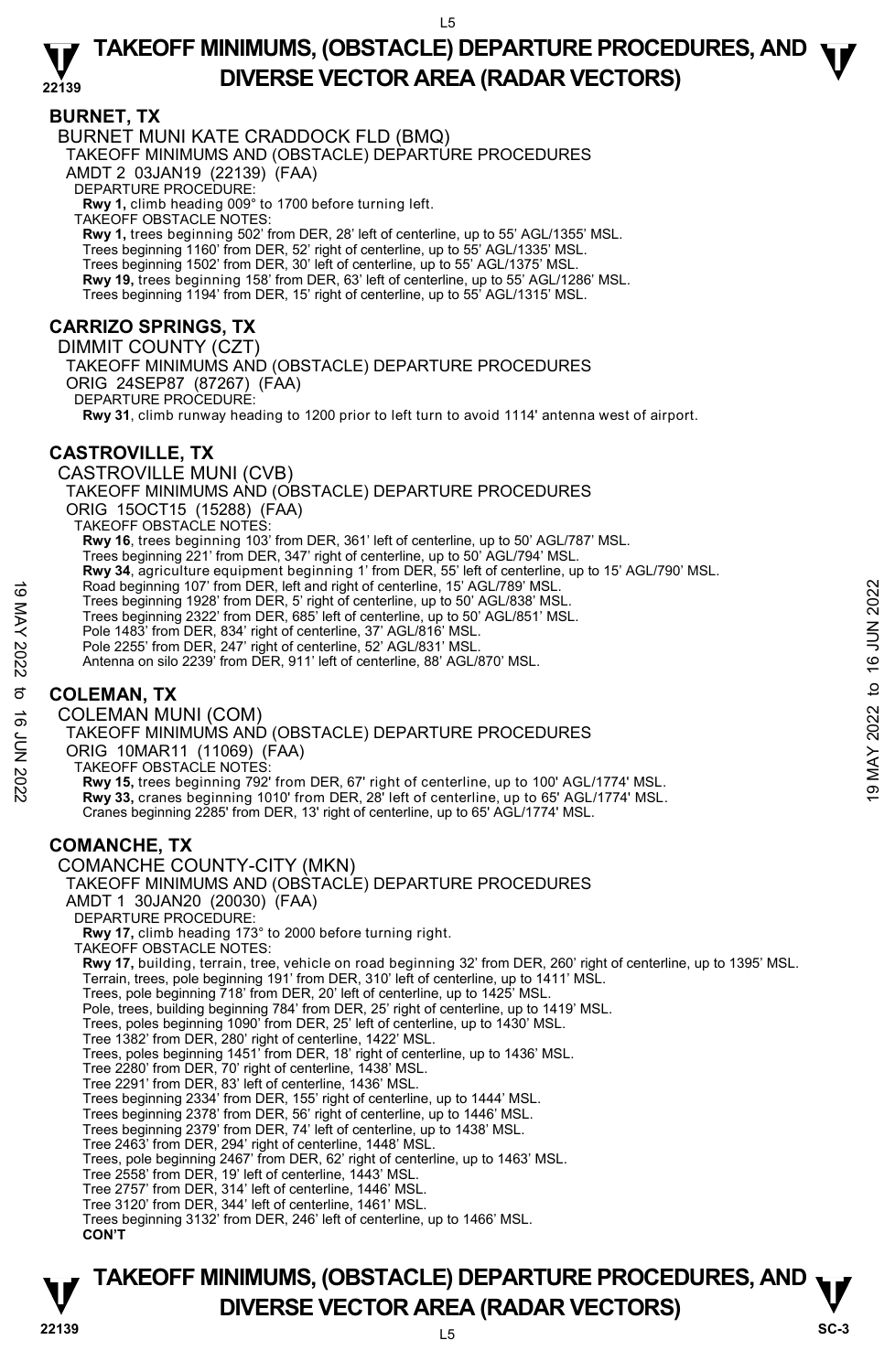## BURNET, TX

BURNET MUNI KATE CRADDOCK FLD (BMQ)

TAKEOFF MINIMUMS AND (OBSTACLE) DEPARTURE PROCEDURES

AMDT 2 03JAN19 (22139) (FAA)

DEPARTURE PROCEDURE:

**Rwy 1,** climb heading 009° to 1700 before turning left.

TAKEOFF OBSTACLE NOTES:

**Rwy 1,** trees beginning 502' from DER, 28' left of centerline, up to 55' AGL/1355' MSL.
Trees beginning 1160' from DER, 52' right of centerline, up to 55' AGL/1335' MSL.
Trees beginning 1502' from DER, 30' left of centerline, up to 55' AGL/1375' MSL.
**Rwy 19,** trees beginning 158' from DER, 63' left of centerline, up to 55' AGL/1286' MSL.
Trees beginning 1194' from DER, 15' right of centerline, up to 55' AGL/1315' MSL.

## CARRIZO SPRINGS, TX

DIMMIT COUNTY (CZT)

TAKEOFF MINIMUMS AND (OBSTACLE) DEPARTURE PROCEDURES

ORIG 24SEP87 (87267) (FAA)

DEPARTURE PROCEDURE:

**Rwy 31**, climb runway heading to 1200 prior to left turn to avoid 1114' antenna west of airport.

## CASTROVILLE, TX

CASTROVILLE MUNI (CVB)

TAKEOFF MINIMUMS AND (OBSTACLE) DEPARTURE PROCEDURES

ORIG 15OCT15 (15288) (FAA)

TAKEOFF OBSTACLE NOTES:

**Rwy 16**, trees beginning 103' from DER, 361' left of centerline, up to 50' AGL/787' MSL.
Trees beginning 221' from DER, 347' right of centerline, up to 50' AGL/794' MSL.
**Rwy 34**, agriculture equipment beginning 1' from DER, 55' left of centerline, up to 15' AGL/790' MSL.
Road beginning 107' from DER, left and right of centerline, 15' AGL/789' MSL.
Trees beginning 1928' from DER, 5' right of centerline, up to 50' AGL/838' MSL.
Trees beginning 2322' from DER, 685' left of centerline, up to 50' AGL/851' MSL.
Pole 1483' from DER, 834' right of centerline, 37' AGL/816' MSL.
Pole 2255' from DER, 247' right of centerline, 52' AGL/831' MSL.
Antenna on silo 2239' from DER, 911' left of centerline, 88' AGL/870' MSL.

## COLEMAN, TX

COLEMAN MUNI (COM)

TAKEOFF MINIMUMS AND (OBSTACLE) DEPARTURE PROCEDURES

ORIG 10MAR11 (11069) (FAA)

TAKEOFF OBSTACLE NOTES:

**Rwy 15,** trees beginning 792' from DER, 67' right of centerline, up to 100' AGL/1774' MSL.
**Rwy 33,** cranes beginning 1010' from DER, 28' left of centerline, up to 65' AGL/1774' MSL.
Cranes beginning 2285' from DER, 13' right of centerline, up to 65' AGL/1774' MSL.

## COMANCHE, TX

COMANCHE COUNTY-CITY (MKN)

TAKEOFF MINIMUMS AND (OBSTACLE) DEPARTURE PROCEDURES

AMDT 1 30JAN20 (20030) (FAA)

DEPARTURE PROCEDURE:

**Rwy 17,** climb heading 173° to 2000 before turning right.

TAKEOFF OBSTACLE NOTES:

**Rwy 17,** building, terrain, tree, vehicle on road beginning 32' from DER, 260' right of centerline, up to 1395' MSL.
Terrain, trees, pole beginning 191' from DER, 310' left of centerline, up to 1411' MSL.
Trees, pole beginning 718' from DER, 20' left of centerline, up to 1425' MSL.
Pole, trees, building beginning 784' from DER, 25' right of centerline, up to 1419' MSL.
Trees, poles beginning 1090' from DER, 25' left of centerline, up to 1430' MSL.
Tree 1382' from DER, 280' right of centerline, 1422' MSL.
Trees, poles beginning 1451' from DER, 18' right of centerline, up to 1436' MSL.
Tree 2280' from DER, 70' right of centerline, 1438' MSL.
Tree 2291' from DER, 83' left of centerline, 1436' MSL.
Trees beginning 2334' from DER, 155' right of centerline, up to 1444' MSL.
Trees beginning 2378' from DER, 56' right of centerline, up to 1446' MSL.
Trees beginning 2379' from DER, 74' left of centerline, up to 1438' MSL.
Tree 2463' from DER, 294' right of centerline, 1448' MSL.
Trees, pole beginning 2467' from DER, 62' right of centerline, up to 1463' MSL.
Tree 2558' from DER, 19' left of centerline, 1443' MSL.
Tree 2757' from DER, 314' left of centerline, 1446' MSL.
Tree 3120' from DER, 344' left of centerline, 1461' MSL.
Trees beginning 3132' from DER, 246' left of centerline, up to 1466' MSL.

**CON'T**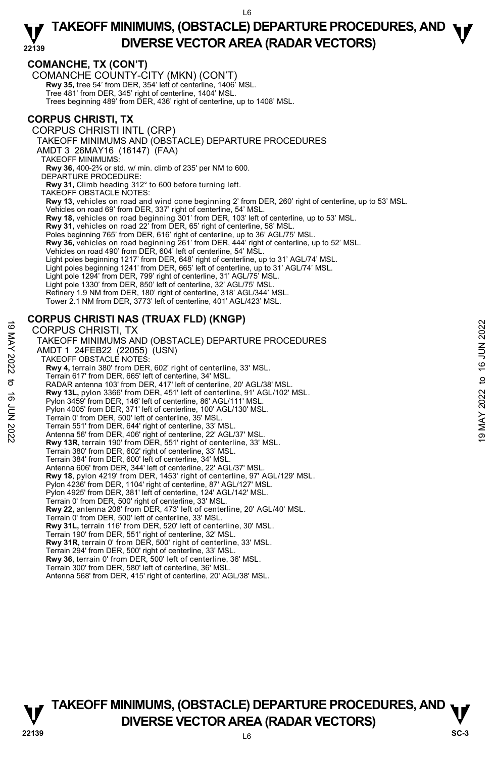## COMANCHE, TX (CON'T)

COMANCHE COUNTY-CITY (MKN) (CON'T)

**Rwy 35,** tree 54' from DER, 354' left of centerline, 1406' MSL.
Tree 481' from DER, 345' right of centerline, 1404' MSL.
Trees beginning 489' from DER, 436' right of centerline, up to 1408' MSL.

## CORPUS CHRISTI, TX

CORPUS CHRISTI INTL (CRP)

TAKEOFF MINIMUMS AND (OBSTACLE) DEPARTURE PROCEDURES
AMDT 3 26MAY16 (16147) (FAA)

TAKEOFF MINIMUMS:
**Rwy 36,** 400-2¾ or std. w/ min. climb of 235' per NM to 600.

DEPARTURE PROCEDURE:
**Rwy 31,** Climb heading 312° to 600 before turning left.

TAKEOFF OBSTACLE NOTES:
**Rwy 13,** vehicles on road and wind cone beginning 2' from DER, 260' right of centerline, up to 53' MSL.
Vehicles on road 69' from DER, 337' right of centerline, 54' MSL.
**Rwy 18,** vehicles on road beginning 301' from DER, 103' left of centerline, up to 53' MSL.
**Rwy 31,** vehicles on road 22' from DER, 65' right of centerline, 58' MSL.
Poles beginning 765' from DER, 616' right of centerline, up to 36' AGL/75' MSL.
**Rwy 36,** vehicles on road beginning 261' from DER, 444' right of centerline, up to 52' MSL.
Vehicles on road 490' from DER, 604' left of centerline, 54' MSL.
Light poles beginning 1217' from DER, 648' right of centerline, up to 31' AGL/74' MSL.
Light poles beginning 1241' from DER, 665' left of centerline, up to 31' AGL/74' MSL.
Light pole 1294' from DER, 799' right of centerline, 31' AGL/75' MSL.
Light pole 1330' from DER, 850' left of centerline, 32' AGL/75' MSL.
Refinery 1.9 NM from DER, 180' right of centerline, 318' AGL/344' MSL.
Tower 2.1 NM from DER, 3773' left of centerline, 401' AGL/423' MSL.

## CORPUS CHRISTI NAS (TRUAX FLD) (KNGP)

CORPUS CHRISTI, TX

TAKEOFF MINIMUMS AND (OBSTACLE) DEPARTURE PROCEDURES
AMDT 1 24FEB22 (22055) (USN)

TAKEOFF OBSTACLE NOTES:
**Rwy 4,** terrain 380' from DER, 602' right of centerline, 33' MSL.
Terrain 617' from DER, 665' left of centerline, 34' MSL.
RADAR antenna 103' from DER, 417' left of centerline, 20' AGL/38' MSL.
**Rwy 13L,** pylon 3366' from DER, 451' left of centerline, 91' AGL/102' MSL.
Pylon 3459' from DER, 146' left of centerline, 86' AGL/111' MSL.
Pylon 4005' from DER, 371' left of centerline, 100' AGL/130' MSL.
Terrain 0' from DER, 500' left of centerline, 35' MSL.
Terrain 551' from DER, 644' right of centerline, 33' MSL.
Antenna 56' from DER, 406' right of centerline, 22' AGL/37' MSL.
**Rwy 13R,** terrain 190' from DER, 551' right of centerline, 33' MSL.
Terrain 380' from DER, 602' right of centerline, 33' MSL.
Terrain 384' from DER, 600' left of centerline, 34' MSL.
Antenna 606' from DER, 344' left of centerline, 22' AGL/37' MSL.
**Rwy 18**, pylon 4219' from DER, 1453' right of centerline, 97' AGL/129' MSL.
Pylon 4236' from DER, 1104' right of centerline, 87' AGL/127' MSL.
Pylon 4925' from DER, 381' left of centerline, 124' AGL/142' MSL.
Terrain 0' from DER, 500' right of centerline, 33' MSL.
**Rwy 22,** antenna 208' from DER, 473' left of centerline, 20' AGL/40' MSL.
Terrain 0' from DER, 500' left of centerline, 33' MSL.
**Rwy 31L,** terrain 116' from DER, 520' left of centerline, 30' MSL.
Terrain 190' from DER, 551' right of centerline, 32' MSL.
**Rwy 31R,** terrain 0' from DER, 500' right of centerline, 33' MSL.
Terrain 294' from DER, 500' right of centerline, 33' MSL.
**Rwy 36**, terrain 0' from DER, 500' left of centerline, 36' MSL.
Terrain 300' from DER, 580' left of centerline, 36' MSL.
Antenna 568' from DER, 415' right of centerline, 20' AGL/38' MSL.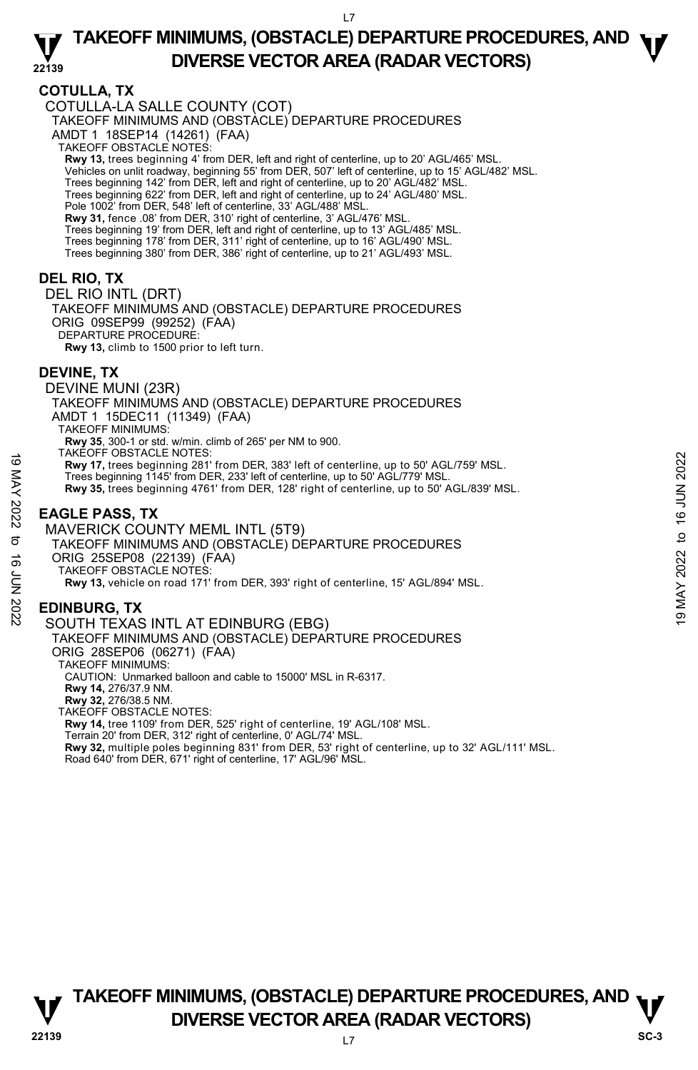## COTULLA, TX

COTULLA-LA SALLE COUNTY (COT)
TAKEOFF MINIMUMS AND (OBSTACLE) DEPARTURE PROCEDURES
AMDT 1 18SEP14 (14261) (FAA)
TAKEOFF OBSTACLE NOTES:
**Rwy 13,** trees beginning 4' from DER, left and right of centerline, up to 20' AGL/465' MSL.
Vehicles on unlit roadway, beginning 55' from DER, 507' left of centerline, up to 15' AGL/482' MSL.
Trees beginning 142' from DER, left and right of centerline, up to 20' AGL/482' MSL.
Trees beginning 622' from DER, left and right of centerline, up to 24' AGL/480' MSL.
Pole 1002' from DER, 548' left of centerline, 33' AGL/488' MSL.
**Rwy 31,** fence .08' from DER, 310' right of centerline, 3' AGL/476' MSL.
Trees beginning 19' from DER, left and right of centerline, up to 13' AGL/485' MSL.
Trees beginning 178' from DER, 311' right of centerline, up to 16' AGL/490' MSL.
Trees beginning 380' from DER, 386' right of centerline, up to 21' AGL/493' MSL.

## DEL RIO, TX

DEL RIO INTL (DRT)
TAKEOFF MINIMUMS AND (OBSTACLE) DEPARTURE PROCEDURES
ORIG 09SEP99 (99252) (FAA)
DEPARTURE PROCEDURE:
**Rwy 13,** climb to 1500 prior to left turn.

## DEVINE, TX

DEVINE MUNI (23R)
TAKEOFF MINIMUMS AND (OBSTACLE) DEPARTURE PROCEDURES
AMDT 1 15DEC11 (11349) (FAA)
TAKEOFF MINIMUMS:
**Rwy 35**, 300-1 or std. w/min. climb of 265' per NM to 900.
TAKEOFF OBSTACLE NOTES:
**Rwy 17,** trees beginning 281' from DER, 383' left of centerline, up to 50' AGL/759' MSL.
Trees beginning 1145' from DER, 233' left of centerline, up to 50' AGL/779' MSL.
**Rwy 35,** trees beginning 4761' from DER, 128' right of centerline, up to 50' AGL/839' MSL.

## EAGLE PASS, TX

MAVERICK COUNTY MEML INTL (5T9)
TAKEOFF MINIMUMS AND (OBSTACLE) DEPARTURE PROCEDURES
ORIG 25SEP08 (22139) (FAA)
TAKEOFF OBSTACLE NOTES:
**Rwy 13,** vehicle on road 171' from DER, 393' right of centerline, 15' AGL/894' MSL.

## EDINBURG, TX

SOUTH TEXAS INTL AT EDINBURG (EBG)
TAKEOFF MINIMUMS AND (OBSTACLE) DEPARTURE PROCEDURES
ORIG 28SEP06 (06271) (FAA)
TAKEOFF MINIMUMS:
CAUTION: Unmarked balloon and cable to 15000' MSL in R-6317.
**Rwy 14,** 276/37.9 NM.
**Rwy 32,** 276/38.5 NM.
TAKEOFF OBSTACLE NOTES:
**Rwy 14,** tree 1109' from DER, 525' right of centerline, 19' AGL/108' MSL.
Terrain 20' from DER, 312' right of centerline, 0' AGL/74' MSL.
**Rwy 32,** multiple poles beginning 831' from DER, 53' right of centerline, up to 32' AGL/111' MSL.
Road 640' from DER, 671' right of centerline, 17' AGL/96' MSL.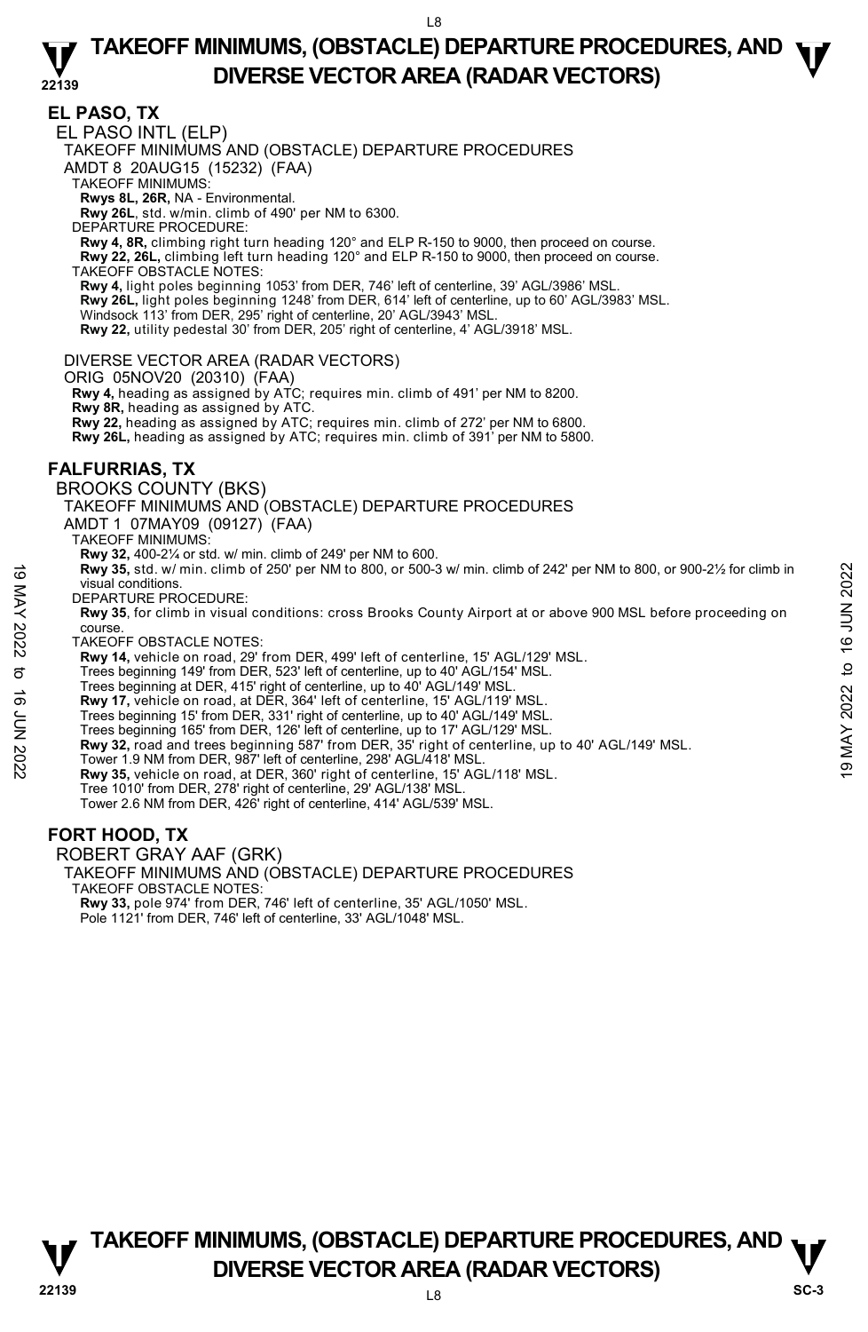## EL PASO, TX

EL PASO INTL (ELP)

TAKEOFF MINIMUMS AND (OBSTACLE) DEPARTURE PROCEDURES

AMDT 8 20AUG15 (15232) (FAA)

TAKEOFF MINIMUMS:

**Rwys 8L, 26R,** NA - Environmental.

**Rwy 26L**, std. w/min. climb of 490' per NM to 6300.

DEPARTURE PROCEDURE:

**Rwy 4, 8R,** climbing right turn heading 120° and ELP R-150 to 9000, then proceed on course.

**Rwy 22, 26L,** climbing left turn heading 120° and ELP R-150 to 9000, then proceed on course.

TAKEOFF OBSTACLE NOTES:

**Rwy 4,** light poles beginning 1053' from DER, 746' left of centerline, 39' AGL/3986' MSL.

**Rwy 26L,** light poles beginning 1248' from DER, 614' left of centerline, up to 60' AGL/3983' MSL.

Windsock 113' from DER, 295' right of centerline, 20' AGL/3943' MSL.

**Rwy 22,** utility pedestal 30' from DER, 205' right of centerline, 4' AGL/3918' MSL.

DIVERSE VECTOR AREA (RADAR VECTORS)

ORIG 05NOV20 (20310) (FAA)

**Rwy 4,** heading as assigned by ATC; requires min. climb of 491' per NM to 8200.

**Rwy 8R,** heading as assigned by ATC.

**Rwy 22,** heading as assigned by ATC; requires min. climb of 272' per NM to 6800.

**Rwy 26L,** heading as assigned by ATC; requires min. climb of 391' per NM to 5800.

## FALFURRIAS, TX

BROOKS COUNTY (BKS)

TAKEOFF MINIMUMS AND (OBSTACLE) DEPARTURE PROCEDURES

AMDT 1 07MAY09 (09127) (FAA)

TAKEOFF MINIMUMS:

**Rwy 32,** 400-2¼ or std. w/ min. climb of 249' per NM to 600.

**Rwy 35,** std. w/ min. climb of 250' per NM to 800, or 500-3 w/ min. climb of 242' per NM to 800, or 900-2½ for climb in visual conditions.

DEPARTURE PROCEDURE:

**Rwy 35**, for climb in visual conditions: cross Brooks County Airport at or above 900 MSL before proceeding on course.

TAKEOFF OBSTACLE NOTES:

**Rwy 14,** vehicle on road, 29' from DER, 499' left of centerline, 15' AGL/129' MSL.

Trees beginning 149' from DER, 523' left of centerline, up to 40' AGL/154' MSL.

Trees beginning at DER, 415' right of centerline, up to 40' AGL/149' MSL.

**Rwy 17,** vehicle on road, at DER, 364' left of centerline, 15' AGL/119' MSL.

Trees beginning 15' from DER, 331' right of centerline, up to 40' AGL/149' MSL.

Trees beginning 165' from DER, 126' left of centerline, up to 17' AGL/129' MSL.

**Rwy 32,** road and trees beginning 587' from DER, 35' right of centerline, up to 40' AGL/149' MSL.

Tower 1.9 NM from DER, 987' left of centerline, 298' AGL/418' MSL.

**Rwy 35,** vehicle on road, at DER, 360' right of centerline, 15' AGL/118' MSL.

Tree 1010' from DER, 278' right of centerline, 29' AGL/138' MSL.

Tower 2.6 NM from DER, 426' right of centerline, 414' AGL/539' MSL.

## FORT HOOD, TX

ROBERT GRAY AAF (GRK)

TAKEOFF MINIMUMS AND (OBSTACLE) DEPARTURE PROCEDURES

TAKEOFF OBSTACLE NOTES:

**Rwy 33,** pole 974' from DER, 746' left of centerline, 35' AGL/1050' MSL.

Pole 1121' from DER, 746' left of centerline, 33' AGL/1048' MSL.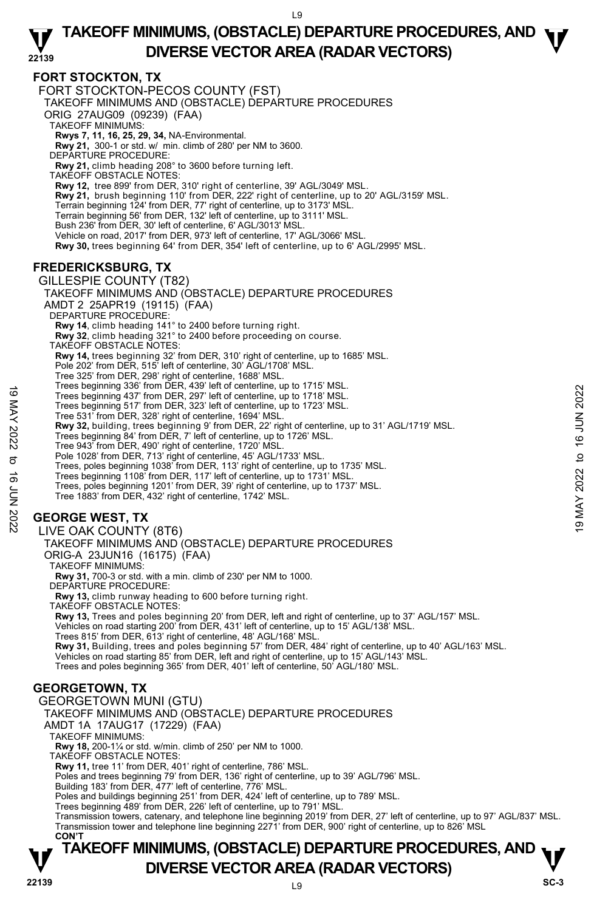# TAKEOFF MINIMUMS, (OBSTACLE) DEPARTURE PROCEDURES, AND DIVERSE VECTOR AREA (RADAR VECTORS)

## FORT STOCKTON, TX

FORT STOCKTON-PECOS COUNTY (FST)
TAKEOFF MINIMUMS AND (OBSTACLE) DEPARTURE PROCEDURES
ORIG 27AUG09 (09239) (FAA)
TAKEOFF MINIMUMS:
**Rwys 7, 11, 16, 25, 29, 34,** NA-Environmental.
**Rwy 21,** 300-1 or std. w/ min. climb of 280' per NM to 3600.
DEPARTURE PROCEDURE:
**Rwy 21,** climb heading 208° to 3600 before turning left.
TAKEOFF OBSTACLE NOTES:
**Rwy 12,** tree 899' from DER, 310' right of centerline, 39' AGL/3049' MSL.
**Rwy 21,** brush beginning 110' from DER, 222' right of centerline, up to 20' AGL/3159' MSL.
Terrain beginning 124' from DER, 77' right of centerline, up to 3173' MSL.
Terrain beginning 56' from DER, 132' left of centerline, up to 3111' MSL.
Bush 236' from DER, 30' left of centerline, 6' AGL/3013' MSL.
Vehicle on road, 2017' from DER, 973' left of centerline, 17' AGL/3066' MSL.
**Rwy 30,** trees beginning 64' from DER, 354' left of centerline, up to 6' AGL/2995' MSL.

## FREDERICKSBURG, TX

GILLESPIE COUNTY (T82)
TAKEOFF MINIMUMS AND (OBSTACLE) DEPARTURE PROCEDURES
AMDT 2 25APR19 (19115) (FAA)
DEPARTURE PROCEDURE:
**Rwy 14**, climb heading 141° to 2400 before turning right.
**Rwy 32**, climb heading 321° to 2400 before proceeding on course.
TAKEOFF OBSTACLE NOTES:
**Rwy 14,** trees beginning 32' from DER, 310' right of centerline, up to 1685' MSL.
Pole 202' from DER, 515' left of centerline, 30' AGL/1708' MSL.
Tree 325' from DER, 298' right of centerline, 1688' MSL.
Trees beginning 336' from DER, 439' left of centerline, up to 1715' MSL.
Trees beginning 437' from DER, 297' left of centerline, up to 1718' MSL.
Trees beginning 517' from DER, 323' left of centerline, up to 1723' MSL.
Tree 531' from DER, 328' right of centerline, 1694' MSL.
**Rwy 32,** building, trees beginning 9' from DER, 22' right of centerline, up to 31' AGL/1719' MSL.
Trees beginning 84' from DER, 7' left of centerline, up to 1726' MSL.
Tree 943' from DER, 490' right of centerline, 1720' MSL.
Pole 1028' from DER, 713' right of centerline, 45' AGL/1733' MSL.
Trees, poles beginning 1038' from DER, 113' right of centerline, up to 1735' MSL.
Trees beginning 1108' from DER, 117' left of centerline, up to 1731' MSL.
Trees, poles beginning 1201' from DER, 39' right of centerline, up to 1737' MSL.
Tree 1883' from DER, 432' right of centerline, 1742' MSL.

## GEORGE WEST, TX

LIVE OAK COUNTY (8T6)
TAKEOFF MINIMUMS AND (OBSTACLE) DEPARTURE PROCEDURES
ORIG-A 23JUN16 (16175) (FAA)
TAKEOFF MINIMUMS:
**Rwy 31,** 700-3 or std. with a min. climb of 230' per NM to 1000.
DEPARTURE PROCEDURE:
**Rwy 13,** climb runway heading to 600 before turning right.
TAKEOFF OBSTACLE NOTES:
**Rwy 13,** Trees and poles beginning 20' from DER, left and right of centerline, up to 37' AGL/157' MSL.
Vehicles on road starting 200' from DER, 431' left of centerline, up to 15' AGL/138' MSL.
Trees 815' from DER, 613' right of centerline, 48' AGL/168' MSL.
**Rwy 31,** Building, trees and poles beginning 57' from DER, 484' right of centerline, up to 40' AGL/163' MSL.
Vehicles on road starting 85' from DER, left and right of centerline, up to 15' AGL/143' MSL.
Trees and poles beginning 365' from DER, 401' left of centerline, 50' AGL/180' MSL.

## GEORGETOWN, TX

GEORGETOWN MUNI (GTU)
TAKEOFF MINIMUMS AND (OBSTACLE) DEPARTURE PROCEDURES
AMDT 1A 17AUG17 (17229) (FAA)
TAKEOFF MINIMUMS:
**Rwy 18,** 200-1¼ or std. w/min. climb of 250' per NM to 1000.
TAKEOFF OBSTACLE NOTES:
**Rwy 11,** tree 11' from DER, 401' right of centerline, 786' MSL.
Poles and trees beginning 79' from DER, 136' right of centerline, up to 39' AGL/796' MSL.
Building 183' from DER, 477' left of centerline, 776' MSL.
Poles and buildings beginning 251' from DER, 424' left of centerline, up to 789' MSL.
Trees beginning 489' from DER, 226' left of centerline, up to 791' MSL.
Transmission towers, catenary, and telephone line beginning 2019' from DER, 27' left of centerline, up to 97' AGL/837' MSL.
Transmission tower and telephone line beginning 2271' from DER, 900' right of centerline, up to 826' MSL
**CON'T**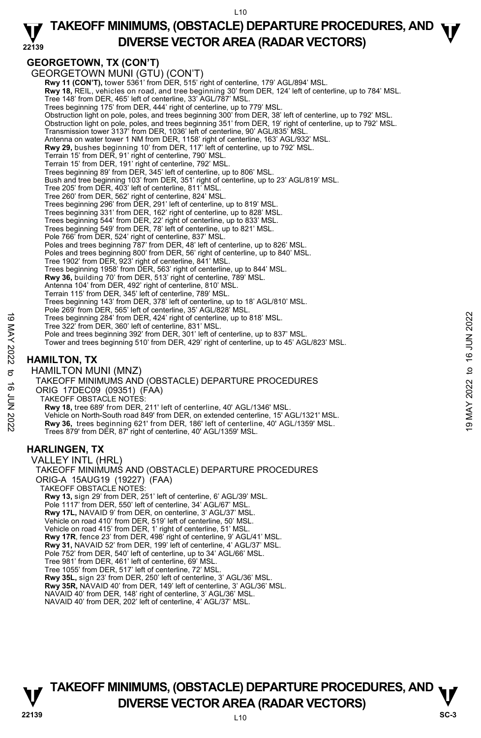## GEORGETOWN, TX (CON'T)

GEORGETOWN MUNI (GTU) (CON'T)

**Rwy 11 (CON'T),** tower 5361' from DER, 515' right of centerline, 179' AGL/894' MSL.
**Rwy 18,** REIL, vehicles on road, and tree beginning 30' from DER, 124' left of centerline, up to 784' MSL.
Tree 148' from DER, 465' left of centerline, 33' AGL/787' MSL.
Trees beginning 175' from DER, 444' right of centerline, up to 779' MSL.
Obstruction light on pole, poles, and trees beginning 300' from DER, 38' left of centerline, up to 792' MSL.
Obstruction light on pole, poles, and trees beginning 351' from DER, 19' right of centerline, up to 792' MSL.
Transmission tower 3137' from DER, 1036' left of centerline, 90' AGL/835' MSL.
Antenna on water tower 1 NM from DER, 1158' right of centerline, 163' AGL/932' MSL.
**Rwy 29,** bushes beginning 10' from DER, 117' left of centerline, up to 792' MSL.
Terrain 15' from DER, 91' right of centerline, 790' MSL.
Terrain 15' from DER, 191' right of centerline, 792' MSL.
Trees beginning 89' from DER, 345' left of centerline, up to 806' MSL.
Bush and tree beginning 103' from DER, 351' right of centerline, up to 23' AGL/819' MSL.
Tree 205' from DER, 403' left of centerline, 811' MSL.
Tree 260' from DER, 562' right of centerline, 824' MSL.
Trees beginning 296' from DER, 291' left of centerline, up to 819' MSL.
Trees beginning 331' from DER, 162' right of centerline, up to 828' MSL.
Trees beginning 544' from DER, 22' right of centerline, up to 833' MSL.
Trees beginning 549' from DER, 78' left of centerline, up to 821' MSL.
Pole 766' from DER, 524' right of centerline, 837' MSL.
Poles and trees beginning 787' from DER, 48' left of centerline, up to 826' MSL.
Poles and trees beginning 800' from DER, 56' right of centerline, up to 840' MSL.
Tree 1902' from DER, 923' right of centerline, 841' MSL.
Trees beginning 1958' from DER, 563' right of centerline, up to 844' MSL.
**Rwy 36,** building 70' from DER, 513' right of centerline, 789' MSL.
Antenna 104' from DER, 492' right of centerline, 810' MSL.
Terrain 115' from DER, 345' left of centerline, 789' MSL.
Trees beginning 143' from DER, 378' left of centerline, up to 18' AGL/810' MSL.
Pole 269' from DER, 565' left of centerline, 35' AGL/828' MSL.
Trees beginning 284' from DER, 424' right of centerline, up to 818' MSL.
Tree 322' from DER, 360' left of centerline, 831' MSL.
Pole and trees beginning 392' from DER, 301' left of centerline, up to 837' MSL.
Tower and trees beginning 510' from DER, 429' right of centerline, up to 45' AGL/823' MSL.

## HAMILTON, TX

HAMILTON MUNI (MNZ)
TAKEOFF MINIMUMS AND (OBSTACLE) DEPARTURE PROCEDURES
ORIG 17DEC09 (09351) (FAA)
TAKEOFF OBSTACLE NOTES:

**Rwy 18,** tree 689' from DER, 211' left of centerline, 40' AGL/1346' MSL.
Vehicle on North-South road 849' from DER, on extended centerline, 15' AGL/1321' MSL.
**Rwy 36,** trees beginning 621' from DER, 186' left of centerline, 40' AGL/1359' MSL.
Trees 879' from DER, 87' right of centerline, 40' AGL/1359' MSL.

## HARLINGEN, TX

VALLEY INTL (HRL)
TAKEOFF MINIMUMS AND (OBSTACLE) DEPARTURE PROCEDURES
ORIG-A 15AUG19 (19227) (FAA)
TAKEOFF OBSTACLE NOTES:

**Rwy 13,** sign 29' from DER, 251' left of centerline, 6' AGL/39' MSL.
Pole 1117' from DER, 550' left of centerline, 34' AGL/67' MSL.
**Rwy 17L,** NAVAID 9' from DER, on centerline, 3' AGL/37' MSL.
Vehicle on road 410' from DER, 519' left of centerline, 50' MSL.
Vehicle on road 415' from DER, 1' right of centerline, 51' MSL.
**Rwy 17R**, fence 23' from DER, 498' right of centerline, 9' AGL/41' MSL.
**Rwy 31,** NAVAID 52' from DER, 199' left of centerline, 4' AGL/37' MSL.
Pole 752' from DER, 540' left of centerline, up to 34' AGL/66' MSL.
Tree 981' from DER, 461' left of centerline, 69' MSL.
Tree 1055' from DER, 517' left of centerline, 72' MSL.
**Rwy 35L,** sign 23' from DER, 250' left of centerline, 3' AGL/36' MSL.
**Rwy 35R,** NAVAID 40' from DER, 149' left of centerline, 3' AGL/36' MSL.
NAVAID 40' from DER, 148' right of centerline, 3' AGL/36' MSL.
NAVAID 40' from DER, 202' left of centerline, 4' AGL/37' MSL.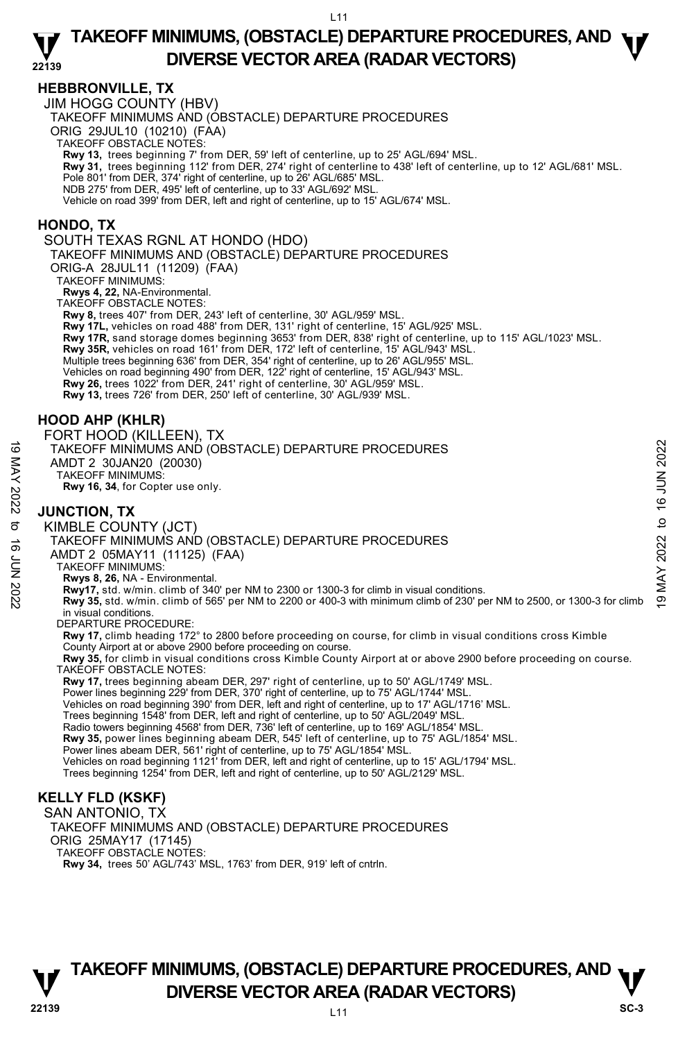## HEBBRONVILLE, TX

JIM HOGG COUNTY (HBV)

TAKEOFF MINIMUMS AND (OBSTACLE) DEPARTURE PROCEDURES

ORIG 29JUL10 (10210) (FAA)

TAKEOFF OBSTACLE NOTES:

**Rwy 13,** trees beginning 7' from DER, 59' left of centerline, up to 25' AGL/694' MSL.
**Rwy 31,** trees beginning 112' from DER, 274' right of centerline to 438' left of centerline, up to 12' AGL/681' MSL.
Pole 801' from DER, 374' right of centerline, up to 26' AGL/685' MSL.
NDB 275' from DER, 495' left of centerline, up to 33' AGL/692' MSL.
Vehicle on road 399' from DER, left and right of centerline, up to 15' AGL/674' MSL.

## HONDO, TX

SOUTH TEXAS RGNL AT HONDO (HDO)

TAKEOFF MINIMUMS AND (OBSTACLE) DEPARTURE PROCEDURES

ORIG-A 28JUL11 (11209) (FAA)

TAKEOFF MINIMUMS:

**Rwys 4, 22,** NA-Environmental.

TAKEOFF OBSTACLE NOTES:

**Rwy 8,** trees 407' from DER, 243' left of centerline, 30' AGL/959' MSL.
**Rwy 17L,** vehicles on road 488' from DER, 131' right of centerline, 15' AGL/925' MSL.
**Rwy 17R,** sand storage domes beginning 3653' from DER, 838' right of centerline, up to 115' AGL/1023' MSL.
**Rwy 35R,** vehicles on road 161' from DER, 172' left of centerline, 15' AGL/943' MSL.
Multiple trees beginning 636' from DER, 354' right of centerline, up to 26' AGL/955' MSL.
Vehicles on road beginning 490' from DER, 122' right of centerline, 15' AGL/943' MSL.
**Rwy 26,** trees 1022' from DER, 241' right of centerline, 30' AGL/959' MSL.
**Rwy 13,** trees 726' from DER, 250' left of centerline, 30' AGL/939' MSL.

## HOOD AHP (KHLR)

FORT HOOD (KILLEEN), TX

TAKEOFF MINIMUMS AND (OBSTACLE) DEPARTURE PROCEDURES

AMDT 2 30JAN20 (20030)

TAKEOFF MINIMUMS:

**Rwy 16, 34**, for Copter use only.

## JUNCTION, TX

KIMBLE COUNTY (JCT)

TAKEOFF MINIMUMS AND (OBSTACLE) DEPARTURE PROCEDURES

AMDT 2 05MAY11 (11125) (FAA)

TAKEOFF MINIMUMS:

**Rwys 8, 26,** NA - Environmental.
**Rwy17,** std. w/min. climb of 340' per NM to 2300 or 1300-3 for climb in visual conditions.
**Rwy 35,** std. w/min. climb of 565' per NM to 2200 or 400-3 with minimum climb of 230' per NM to 2500, or 1300-3 for climb in visual conditions.

DEPARTURE PROCEDURE:

**Rwy 17,** climb heading 172° to 2800 before proceeding on course, for climb in visual conditions cross Kimble County Airport at or above 2900 before proceeding on course.
**Rwy 35,** for climb in visual conditions cross Kimble County Airport at or above 2900 before proceeding on course.

TAKEOFF OBSTACLE NOTES:

**Rwy 17,** trees beginning abeam DER, 297' right of centerline, up to 50' AGL/1749' MSL.
Power lines beginning 229' from DER, 370' right of centerline, up to 75' AGL/1744' MSL.
Vehicles on road beginning 390' from DER, left and right of centerline, up to 17' AGL/1716' MSL.
Trees beginning 1548' from DER, left and right of centerline, up to 50' AGL/2049' MSL.
Radio towers beginning 4568' from DER, 736' left of centerline, up to 169' AGL/1854' MSL.
**Rwy 35,** power lines beginning abeam DER, 545' left of centerline, up to 75' AGL/1854' MSL.
Power lines abeam DER, 561' right of centerline, up to 75' AGL/1854' MSL.
Vehicles on road beginning 1121' from DER, left and right of centerline, up to 15' AGL/1794' MSL.
Trees beginning 1254' from DER, left and right of centerline, up to 50' AGL/2129' MSL.

## KELLY FLD (KSKF)

SAN ANTONIO, TX

TAKEOFF MINIMUMS AND (OBSTACLE) DEPARTURE PROCEDURES

ORIG 25MAY17 (17145)

TAKEOFF OBSTACLE NOTES:

**Rwy 34,** trees 50' AGL/743' MSL, 1763' from DER, 919' left of cntrln.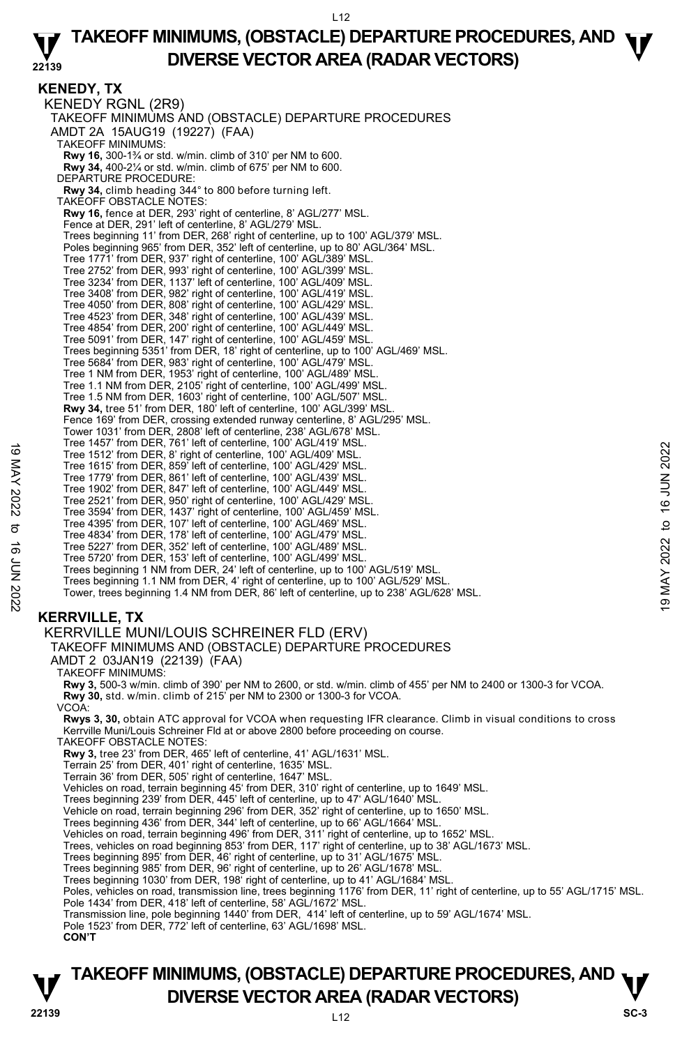## KENEDY, TX

KENEDY RGNL (2R9)

TAKEOFF MINIMUMS AND (OBSTACLE) DEPARTURE PROCEDURES

AMDT 2A 15AUG19 (19227) (FAA)

TAKEOFF MINIMUMS:

**Rwy 16,** 300-1¾ or std. w/min. climb of 310' per NM to 600.
**Rwy 34,** 400-2¼ or std. w/min. climb of 675' per NM to 600.

DEPARTURE PROCEDURE:

**Rwy 34,** climb heading 344° to 800 before turning left.

TAKEOFF OBSTACLE NOTES:

**Rwy 16,** fence at DER, 293' right of centerline, 8' AGL/277' MSL.
Fence at DER, 291' left of centerline, 8' AGL/279' MSL.
Trees beginning 11' from DER, 268' right of centerline, up to 100' AGL/379' MSL.
Poles beginning 965' from DER, 352' left of centerline, up to 80' AGL/364' MSL.
Tree 1771' from DER, 937' right of centerline, 100' AGL/389' MSL.
Tree 2752' from DER, 993' right of centerline, 100' AGL/399' MSL.
Tree 3234' from DER, 1137' left of centerline, 100' AGL/409' MSL.
Tree 3408' from DER, 982' right of centerline, 100' AGL/419' MSL.
Tree 4050' from DER, 808' right of centerline, 100' AGL/429' MSL.
Tree 4523' from DER, 348' right of centerline, 100' AGL/439' MSL.
Tree 4854' from DER, 200' right of centerline, 100' AGL/449' MSL.
Tree 5091' from DER, 147' right of centerline, 100' AGL/459' MSL.
Trees beginning 5351' from DER, 18' right of centerline, up to 100' AGL/469' MSL.
Tree 5684' from DER, 983' right of centerline, 100' AGL/479' MSL.
Tree 1 NM from DER, 1953' right of centerline, 100' AGL/489' MSL.
Tree 1.1 NM from DER, 2105' right of centerline, 100' AGL/499' MSL.
Tree 1.5 NM from DER, 1603' right of centerline, 100' AGL/507' MSL.
**Rwy 34,** tree 51' from DER, 180' left of centerline, 100' AGL/399' MSL.
Fence 169' from DER, crossing extended runway centerline, 8' AGL/295' MSL.
Tower 1031' from DER, 2808' left of centerline, 238' AGL/678' MSL.
Tree 1457' from DER, 761' left of centerline, 100' AGL/419' MSL.
Tree 1512' from DER, 8' right of centerline, 100' AGL/409' MSL.
Tree 1615' from DER, 859' left of centerline, 100' AGL/429' MSL.
Tree 1779' from DER, 861' left of centerline, 100' AGL/439' MSL.
Tree 1902' from DER, 847' left of centerline, 100' AGL/449' MSL.
Tree 2521' from DER, 950' right of centerline, 100' AGL/429' MSL.
Tree 3594' from DER, 1437' right of centerline, 100' AGL/459' MSL.
Tree 4395' from DER, 107' left of centerline, 100' AGL/469' MSL.
Tree 4834' from DER, 178' left of centerline, 100' AGL/479' MSL.
Tree 5227' from DER, 352' left of centerline, 100' AGL/489' MSL.
Tree 5720' from DER, 153' left of centerline, 100' AGL/499' MSL.
Trees beginning 1 NM from DER, 24' left of centerline, up to 100' AGL/519' MSL.
Trees beginning 1.1 NM from DER, 4' right of centerline, up to 100' AGL/529' MSL.
Tower, trees beginning 1.4 NM from DER, 86' left of centerline, up to 238' AGL/628' MSL.

## KERRVILLE, TX

KERRVILLE MUNI/LOUIS SCHREINER FLD (ERV)

TAKEOFF MINIMUMS AND (OBSTACLE) DEPARTURE PROCEDURES

AMDT 2 03JAN19 (22139) (FAA)

TAKEOFF MINIMUMS:

**Rwy 3,** 500-3 w/min. climb of 390' per NM to 2600, or std. w/min. climb of 455' per NM to 2400 or 1300-3 for VCOA.
**Rwy 30,** std. w/min. climb of 215' per NM to 2300 or 1300-3 for VCOA.

VCOA:

**Rwys 3, 30,** obtain ATC approval for VCOA when requesting IFR clearance. Climb in visual conditions to cross Kerrville Muni/Louis Schreiner Fld at or above 2800 before proceeding on course.

TAKEOFF OBSTACLE NOTES:

**Rwy 3,** tree 23' from DER, 465' left of centerline, 41' AGL/1631' MSL.
Terrain 25' from DER, 401' right of centerline, 1635' MSL.
Terrain 36' from DER, 505' right of centerline, 1647' MSL.
Vehicles on road, terrain beginning 45' from DER, 310' right of centerline, up to 1649' MSL.
Trees beginning 239' from DER, 445' left of centerline, up to 47' AGL/1640' MSL.
Vehicle on road, terrain beginning 296' from DER, 352' right of centerline, up to 1650' MSL.
Trees beginning 436' from DER, 344' left of centerline, up to 66' AGL/1664' MSL.
Vehicles on road, terrain beginning 496' from DER, 311' right of centerline, up to 1652' MSL.
Trees, vehicles on road beginning 853' from DER, 117' right of centerline, up to 38' AGL/1673' MSL.
Trees beginning 895' from DER, 46' right of centerline, up to 31' AGL/1675' MSL.
Trees beginning 985' from DER, 96' right of centerline, up to 26' AGL/1678' MSL.
Trees beginning 1030' from DER, 198' right of centerline, up to 41' AGL/1684' MSL.
Poles, vehicles on road, transmission line, trees beginning 1176' from DER, 11' right of centerline, up to 55' AGL/1715' MSL.
Pole 1434' from DER, 418' left of centerline, 58' AGL/1672' MSL.
Transmission line, pole beginning 1440' from DER, 414' left of centerline, up to 59' AGL/1674' MSL.
Pole 1523' from DER, 772' left of centerline, 63' AGL/1698' MSL.

**CON'T**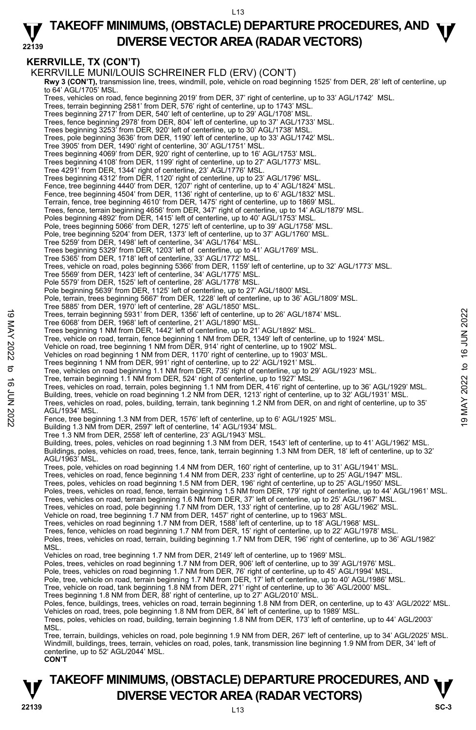# TAKEOFF MINIMUMS, (OBSTACLE) DEPARTURE PROCEDURES, AND DIVERSE VECTOR AREA (RADAR VECTORS)

## KERRVILLE, TX (CON'T)

KERRVILLE MUNI/LOUIS SCHREINER FLD (ERV) (CON'T)

**Rwy 3 (CON'T),** transmission line, trees, windmill, pole, vehicle on road beginning 1525' from DER, 28' left of centerline, up to 64' AGL/1705' MSL.
Trees, vehicles on road, fence beginning 2019' from DER, 37' right of centerline, up to 33' AGL/1742' MSL.
Trees, terrain beginning 2581' from DER, 576' right of centerline, up to 1743' MSL.
Trees beginning 2717' from DER, 540' left of centerline, up to 29' AGL/1708' MSL.
Trees, fence beginning 2978' from DER, 804' left of centerline, up to 37' AGL/1733' MSL.
Trees beginning 3253' from DER, 920' left of centerline, up to 30' AGL/1738' MSL.
Trees, pole beginning 3636' from DER, 1190' left of centerline, up to 33' AGL/1742' MSL.
Tree 3905' from DER, 1490' right of centerline, 30' AGL/1751' MSL.
Trees beginning 4069' from DER, 920' right of centerline, up to 16' AGL/1753' MSL.
Trees beginning 4108' from DER, 1199' right of centerline, up to 27' AGL/1773' MSL.
Tree 4291' from DER, 1344' right of centerline, 23' AGL/1776' MSL.
Trees beginning 4312' from DER, 1120' right of centerline, up to 23' AGL/1796' MSL.
Fence, tree beginning 4440' from DER, 1207' right of centerline, up to 4' AGL/1824' MSL.
Fence, tree beginning 4504' from DER, 1136' right of centerline, up to 6' AGL/1832' MSL.
Terrain, fence, tree beginning 4610' from DER, 1475' right of centerline, up to 1869' MSL.
Trees, fence, terrain beginning 4656' from DER, 347' right of centerline, up to 14' AGL/1879' MSL.
Poles beginning 4892' from DER, 1415' left of centerline, up to 40' AGL/1753' MSL.
Pole, trees beginning 5066' from DER, 1275' left of centerline, up to 39' AGL/1758' MSL.
Pole, tree beginning 5204' from DER, 1373' left of centerline, up to 37' AGL/1760' MSL.
Tree 5259' from DER, 1498' left of centerline, 34' AGL/1764' MSL.
Trees beginning 5329' from DER, 1203' left of centerline, up to 41' AGL/1769' MSL.
Tree 5365' from DER, 1718' left of centerline, 33' AGL/1772' MSL.
Trees, vehicle on road, poles beginning 5366' from DER, 1159' left of centerline, up to 32' AGL/1773' MSL.
Tree 5569' from DER, 1423' left of centerline, 34' AGL/1775' MSL.
Pole 5579' from DER, 1525' left of centerline, 28' AGL/1778' MSL.
Pole beginning 5639' from DER, 1125' left of centerline, up to 27' AGL/1800' MSL.
Pole, terrain, trees beginning 5667' from DER, 1228' left of centerline, up to 36' AGL/1809' MSL.
Tree 5885' from DER, 1970' left of centerline, 28' AGL/1850' MSL.
Trees, terrain beginning 5931' from DER, 1356' left of centerline, up to 26' AGL/1874' MSL.
Tree 6068' from DER, 1968' left of centerline, 21' AGL/1890' MSL.
Trees beginning 1 NM from DER, 1442' left of centerline, up to 21' AGL/1892' MSL.
Tree, vehicle on road, terrain, fence beginning 1 NM from DER, 1349' left of centerline, up to 1924' MSL.
Vehicle on road, tree beginning 1 NM from DER, 914' right of centerline, up to 1902' MSL.
Vehicles on road beginning 1 NM from DER, 1170' right of centerline, up to 1903' MSL.
Trees beginning 1 NM from DER, 991' right of centerline, up to 22' AGL/1921' MSL.
Tree, vehicles on road beginning 1.1 NM from DER, 735' right of centerline, up to 29' AGL/1923' MSL.
Tree, terrain beginning 1.1 NM from DER, 524' right of centerline, up to 1927' MSL.
Trees, vehicles on road, terrain, poles beginning 1.1 NM from DER, 416' right of centerline, up to 36' AGL/1929' MSL.
Building, trees, vehicle on road beginning 1.2 NM from DER, 1213' right of centerline, up to 32' AGL/1931' MSL.
Trees, vehicles on road, poles, building, terrain, tank beginning 1.2 NM from DER, on and right of centerline, up to 35' AGL/1934' MSL.
Fence, tree beginning 1.3 NM from DER, 1576' left of centerline, up to 6' AGL/1925' MSL.
Building 1.3 NM from DER, 2597' left of centerline, 14' AGL/1934' MSL.
Tree 1.3 NM from DER, 2558' left of centerline, 23' AGL/1943' MSL.
Building, trees, poles, vehicles on road beginning 1.3 NM from DER, 1543' left of centerline, up to 41' AGL/1962' MSL.
Buildings, poles, vehicles on road, trees, fence, tank, terrain beginning 1.3 NM from DER, 18' left of centerline, up to 32' AGL/1963' MSL.
Trees, pole, vehicles on road beginning 1.4 NM from DER, 160' right of centerline, up to 31' AGL/1941' MSL.
Trees, vehicles on road, fence beginning 1.4 NM from DER, 233' right of centerline, up to 25' AGL/1947' MSL.
Trees, poles, vehicles on road beginning 1.5 NM from DER, 196' right of centerline, up to 25' AGL/1950' MSL.
Poles, trees, vehicles on road, fence, terrain beginning 1.5 NM from DER, 179' right of centerline, up to 44' AGL/1961' MSL.
Trees, vehicles on road, terrain beginning 1.6 NM from DER, 37' left of centerline, up to 25' AGL/1967' MSL.
Trees, vehicles on road, pole beginning 1.7 NM from DER, 133' right of centerline, up to 28' AGL/1962' MSL.
Vehicle on road, tree beginning 1.7 NM from DER, 1457' right of centerline, up to 1963' MSL.
Trees, vehicles on road beginning 1.7 NM from DER, 1588' left of centerline, up to 18' AGL/1968' MSL.
Trees, fence, vehicles on road beginning 1.7 NM from DER, 15' right of centerline, up to 22' AGL/1978' MSL.
Poles, trees, vehicles on road, terrain, building beginning 1.7 NM from DER, 196' right of centerline, up to 36' AGL/1982' MSL.
Vehicles on road, tree beginning 1.7 NM from DER, 2149' left of centerline, up to 1969' MSL.
Poles, trees, vehicles on road beginning 1.7 NM from DER, 906' left of centerline, up to 39' AGL/1976' MSL.
Pole, trees, vehicles on road beginning 1.7 NM from DER, 76' right of centerline, up to 45' AGL/1994' MSL.
Pole, tree, vehicle on road, terrain beginning 1.7 NM from DER, 17' left of centerline, up to 40' AGL/1986' MSL.
Tree, vehicle on road, tank beginning 1.8 NM from DER, 271' right of centerline, up to 36' AGL/2000' MSL.
Trees beginning 1.8 NM from DER, 88' right of centerline, up to 27' AGL/2010' MSL.
Poles, fence, buildings, trees, vehicles on road, terrain beginning 1.8 NM from DER, on centerline, up to 43' AGL/2022' MSL.
Vehicles on road, trees, pole beginning 1.8 NM from DER, 84' left of centerline, up to 1989' MSL.
Trees, poles, vehicles on road, building, terrain beginning 1.8 NM from DER, 173' left of centerline, up to 44' AGL/2003' MSL.
Tree, terrain, buildings, vehicles on road, pole beginning 1.9 NM from DER, 267' left of centerline, up to 34' AGL/2025' MSL.
Windmill, buildings, trees, terrain, vehicles on road, poles, tank, transmission line beginning 1.9 NM from DER, 34' left of centerline, up to 52' AGL/2044' MSL.
**CON'T**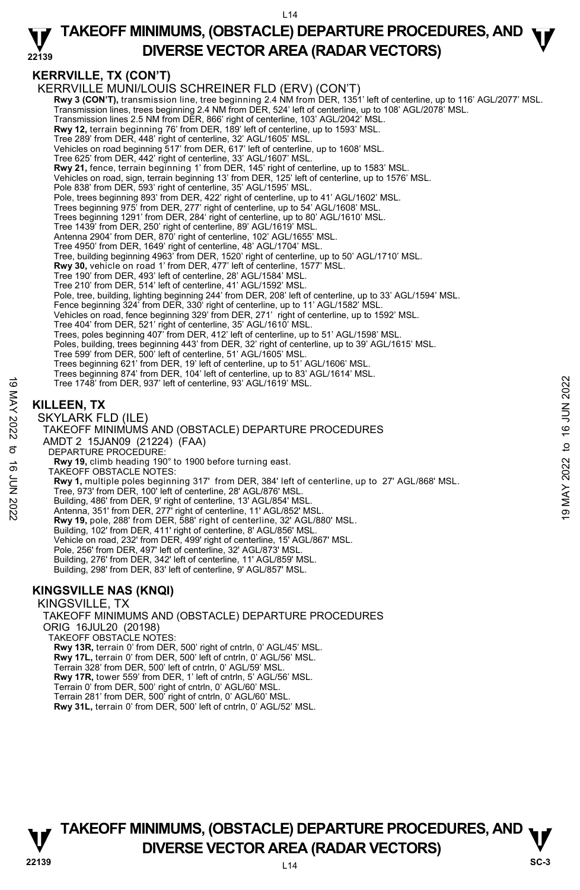## KERRVILLE, TX (CON'T)

KERRVILLE MUNI/LOUIS SCHREINER FLD (ERV) (CON'T)

**Rwy 3 (CON'T),** transmission line, tree beginning 2.4 NM from DER, 1351' left of centerline, up to 116' AGL/2077' MSL.
Transmission lines, trees beginning 2.4 NM from DER, 524' left of centerline, up to 108' AGL/2078' MSL.
Transmission lines 2.5 NM from DER, 866' right of centerline, 103' AGL/2042' MSL.
**Rwy 12,** terrain beginning 76' from DER, 189' left of centerline, up to 1593' MSL.
Tree 289' from DER, 448' right of centerline, 32' AGL/1605' MSL.
Vehicles on road beginning 517' from DER, 617' left of centerline, up to 1608' MSL.
Tree 625' from DER, 442' right of centerline, 33' AGL/1607' MSL.
**Rwy 21,** fence, terrain beginning 1' from DER, 145' right of centerline, up to 1583' MSL.
Vehicles on road, sign, terrain beginning 13' from DER, 125' left of centerline, up to 1576' MSL.
Pole 838' from DER, 593' right of centerline, 35' AGL/1595' MSL.
Pole, trees beginning 893' from DER, 422' right of centerline, up to 41' AGL/1602' MSL.
Trees beginning 975' from DER, 277' right of centerline, up to 54' AGL/1608' MSL.
Trees beginning 1291' from DER, 284' right of centerline, up to 80' AGL/1610' MSL.
Tree 1439' from DER, 250' right of centerline, 89' AGL/1619' MSL.
Antenna 2904' from DER, 870' right of centerline, 102' AGL/1655' MSL.
Tree 4950' from DER, 1649' right of centerline, 48' AGL/1704' MSL.
Tree, building beginning 4963' from DER, 1520' right of centerline, up to 50' AGL/1710' MSL.
**Rwy 30,** vehicle on road 1' from DER, 477' left of centerline, 1577' MSL.
Tree 190' from DER, 493' left of centerline, 28' AGL/1584' MSL.
Tree 210' from DER, 514' left of centerline, 41' AGL/1592' MSL.
Pole, tree, building, lighting beginning 244' from DER, 208' left of centerline, up to 33' AGL/1594' MSL.
Fence beginning 324' from DER, 330' right of centerline, up to 11' AGL/1582' MSL.
Vehicles on road, fence beginning 329' from DER, 271' right of centerline, up to 1592' MSL.
Tree 404' from DER, 521' right of centerline, 35' AGL/1610' MSL.
Trees, poles beginning 407' from DER, 412' left of centerline, up to 51' AGL/1598' MSL.
Poles, building, trees beginning 443' from DER, 32' right of centerline, up to 39' AGL/1615' MSL.
Tree 599' from DER, 500' left of centerline, 51' AGL/1605' MSL.
Trees beginning 621' from DER, 19' left of centerline, up to 51' AGL/1606' MSL.
Trees beginning 874' from DER, 104' left of centerline, up to 83' AGL/1614' MSL.
Tree 1748' from DER, 937' left of centerline, 93' AGL/1619' MSL.

## KILLEEN, TX

SKYLARK FLD (ILE)
TAKEOFF MINIMUMS AND (OBSTACLE) DEPARTURE PROCEDURES
AMDT 2 15JAN09 (21224) (FAA)

DEPARTURE PROCEDURE:
**Rwy 19,** climb heading 190° to 1900 before turning east.

TAKEOFF OBSTACLE NOTES:
**Rwy 1,** multiple poles beginning 317' from DER, 384' left of centerline, up to 27' AGL/868' MSL.
Tree, 973' from DER, 100' left of centerline, 28' AGL/876' MSL.
Building, 486' from DER, 9' right of centerline, 13' AGL/854' MSL.
Antenna, 351' from DER, 277' right of centerline, 11' AGL/852' MSL.
**Rwy 19,** pole, 288' from DER, 588' right of centerline, 32' AGL/880' MSL.
Building, 102' from DER, 411' right of centerline, 8' AGL/856' MSL.
Vehicle on road, 232' from DER, 499' right of centerline, 15' AGL/867' MSL.
Pole, 256' from DER, 497' left of centerline, 32' AGL/873' MSL.
Building, 276' from DER, 342' left of centerline, 11' AGL/859' MSL.
Building, 298' from DER, 83' left of centerline, 9' AGL/857' MSL.

## KINGSVILLE NAS (KNQI)

KINGSVILLE, TX
TAKEOFF MINIMUMS AND (OBSTACLE) DEPARTURE PROCEDURES
ORIG 16JUL20 (20198)

TAKEOFF OBSTACLE NOTES:
**Rwy 13R,** terrain 0' from DER, 500' right of cntrln, 0' AGL/45' MSL.
**Rwy 17L,** terrain 0' from DER, 500' left of cntrln, 0' AGL/56' MSL.
Terrain 328' from DER, 500' left of cntrln, 0' AGL/59' MSL.
**Rwy 17R,** tower 559' from DER, 1' left of cntrln, 5' AGL/56' MSL.
Terrain 0' from DER, 500' right of cntrln, 0' AGL/60' MSL.
Terrain 281' from DER, 500' right of cntrln, 0' AGL/60' MSL.
**Rwy 31L,** terrain 0' from DER, 500' left of cntrln, 0' AGL/52' MSL.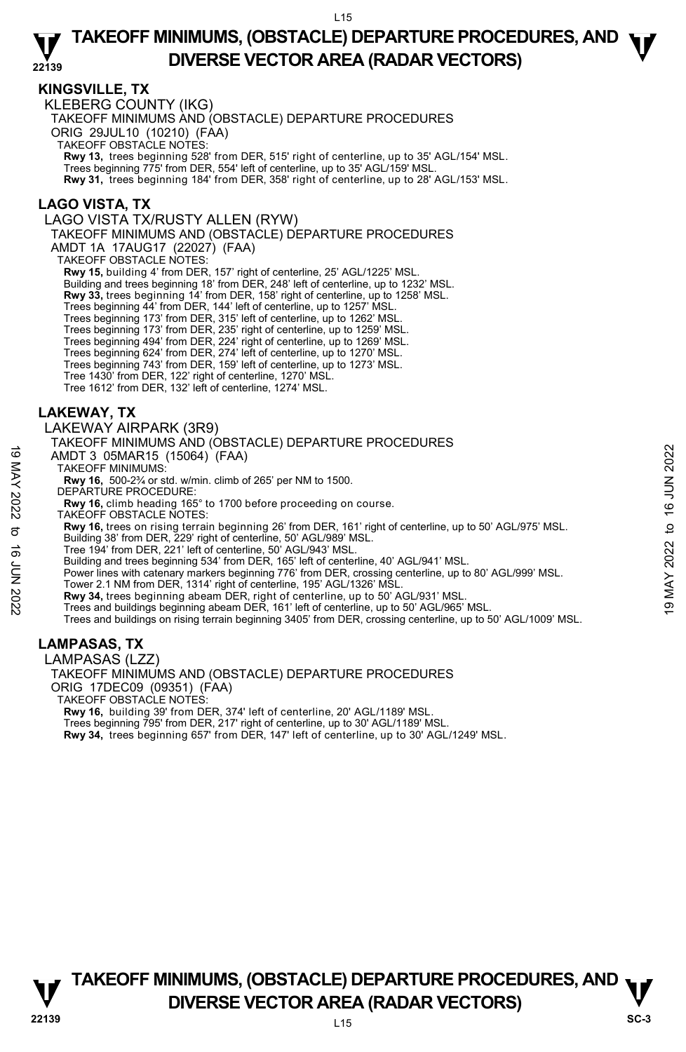# TAKEOFF MINIMUMS, (OBSTACLE) DEPARTURE PROCEDURES, AND DIVERSE VECTOR AREA (RADAR VECTORS)

## KINGSVILLE, TX

KLEBERG COUNTY (IKG)

TAKEOFF MINIMUMS AND (OBSTACLE) DEPARTURE PROCEDURES

ORIG 29JUL10 (10210) (FAA)

TAKEOFF OBSTACLE NOTES:

**Rwy 13,** trees beginning 528' from DER, 515' right of centerline, up to 35' AGL/154' MSL.
Trees beginning 775' from DER, 554' left of centerline, up to 35' AGL/159' MSL.
**Rwy 31,** trees beginning 184' from DER, 358' right of centerline, up to 28' AGL/153' MSL.

## LAGO VISTA, TX

LAGO VISTA TX/RUSTY ALLEN (RYW)

TAKEOFF MINIMUMS AND (OBSTACLE) DEPARTURE PROCEDURES

AMDT 1A 17AUG17 (22027) (FAA)

TAKEOFF OBSTACLE NOTES:

**Rwy 15,** building 4' from DER, 157' right of centerline, 25' AGL/1225' MSL.
Building and trees beginning 18' from DER, 248' left of centerline, up to 1232' MSL.
**Rwy 33,** trees beginning 14' from DER, 158' right of centerline, up to 1258' MSL.
Trees beginning 44' from DER, 144' left of centerline, up to 1257' MSL.
Trees beginning 173' from DER, 315' left of centerline, up to 1262' MSL.
Trees beginning 173' from DER, 235' right of centerline, up to 1259' MSL.
Trees beginning 494' from DER, 224' right of centerline, up to 1269' MSL.
Trees beginning 624' from DER, 274' left of centerline, up to 1270' MSL.
Trees beginning 743' from DER, 159' left of centerline, up to 1273' MSL.
Tree 1430' from DER, 122' right of centerline, 1270' MSL.
Tree 1612' from DER, 132' left of centerline, 1274' MSL.

## LAKEWAY, TX

LAKEWAY AIRPARK (3R9)

TAKEOFF MINIMUMS AND (OBSTACLE) DEPARTURE PROCEDURES

AMDT 3 05MAR15 (15064) (FAA)

TAKEOFF MINIMUMS:

**Rwy 16,** 500-2¾ or std. w/min. climb of 265' per NM to 1500.

DEPARTURE PROCEDURE:

**Rwy 16,** climb heading 165° to 1700 before proceeding on course.

TAKEOFF OBSTACLE NOTES:

**Rwy 16,** trees on rising terrain beginning 26' from DER, 161' right of centerline, up to 50' AGL/975' MSL.
Building 38' from DER, 229' right of centerline, 50' AGL/989' MSL.
Tree 194' from DER, 221' left of centerline, 50' AGL/943' MSL.
Building and trees beginning 534' from DER, 165' left of centerline, 40' AGL/941' MSL.
Power lines with catenary markers beginning 776' from DER, crossing centerline, up to 80' AGL/999' MSL.
Tower 2.1 NM from DER, 1314' right of centerline, 195' AGL/1326' MSL.
**Rwy 34,** trees beginning abeam DER, right of centerline, up to 50' AGL/931' MSL.
Trees and buildings beginning abeam DER, 161' left of centerline, up to 50' AGL/965' MSL.
Trees and buildings on rising terrain beginning 3405' from DER, crossing centerline, up to 50' AGL/1009' MSL.

## LAMPASAS, TX

LAMPASAS (LZZ)

TAKEOFF MINIMUMS AND (OBSTACLE) DEPARTURE PROCEDURES

ORIG 17DEC09 (09351) (FAA)

TAKEOFF OBSTACLE NOTES:

**Rwy 16,** building 39' from DER, 374' left of centerline, 20' AGL/1189' MSL.
Trees beginning 795' from DER, 217' right of centerline, up to 30' AGL/1189' MSL.
**Rwy 34,** trees beginning 657' from DER, 147' left of centerline, up to 30' AGL/1249' MSL.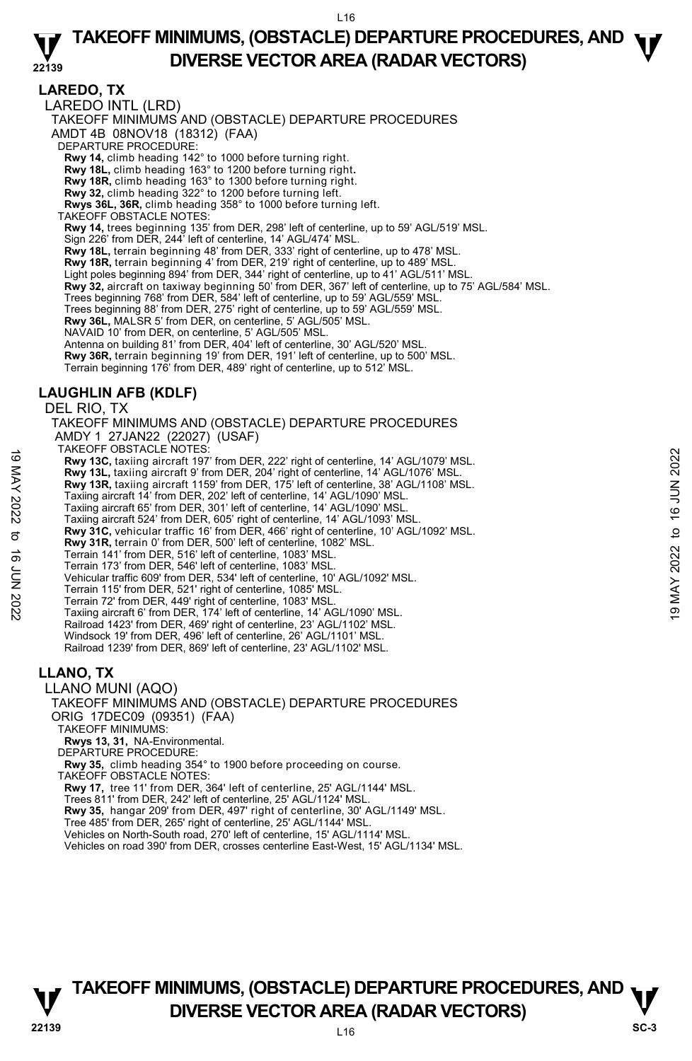## LAREDO, TX

LAREDO INTL (LRD)

TAKEOFF MINIMUMS AND (OBSTACLE) DEPARTURE PROCEDURES

AMDT 4B 08NOV18 (18312) (FAA)

DEPARTURE PROCEDURE:

**Rwy 14,** climb heading 142° to 1000 before turning right.
**Rwy 18L,** climb heading 163° to 1200 before turning right.
**Rwy 18R,** climb heading 163° to 1300 before turning right.
**Rwy 32,** climb heading 322° to 1200 before turning left.
**Rwys 36L, 36R,** climb heading 358° to 1000 before turning left.

TAKEOFF OBSTACLE NOTES:

**Rwy 14,** trees beginning 135' from DER, 298' left of centerline, up to 59' AGL/519' MSL.
Sign 226' from DER, 244' left of centerline, 14' AGL/474' MSL.
**Rwy 18L,** terrain beginning 48' from DER, 333' right of centerline, up to 478' MSL.
**Rwy 18R,** terrain beginning 4' from DER, 219' right of centerline, up to 489' MSL.
Light poles beginning 894' from DER, 344' right of centerline, up to 41' AGL/511' MSL.
**Rwy 32,** aircraft on taxiway beginning 50' from DER, 367' left of centerline, up to 75' AGL/584' MSL.
Trees beginning 768' from DER, 584' left of centerline, up to 59' AGL/559' MSL.
Trees beginning 88' from DER, 275' right of centerline, up to 59' AGL/559' MSL.
**Rwy 36L,** MALSR 5' from DER, on centerline, 5' AGL/505' MSL.
NAVAID 10' from DER, on centerline, 5' AGL/505' MSL.
Antenna on building 81' from DER, 404' left of centerline, 30' AGL/520' MSL.
**Rwy 36R,** terrain beginning 19' from DER, 191' left of centerline, up to 500' MSL.
Terrain beginning 176' from DER, 489' right of centerline, up to 512' MSL.

## LAUGHLIN AFB (KDLF)

DEL RIO, TX

TAKEOFF MINIMUMS AND (OBSTACLE) DEPARTURE PROCEDURES

AMDY 1 27JAN22 (22027) (USAF)

TAKEOFF OBSTACLE NOTES:

**Rwy 13C,** taxiing aircraft 197' from DER, 222' right of centerline, 14' AGL/1079' MSL.
**Rwy 13L,** taxiing aircraft 9' from DER, 204' right of centerline, 14' AGL/1076' MSL.
**Rwy 13R,** taxiing aircraft 1159' from DER, 175' left of centerline, 38' AGL/1108' MSL.
Taxiing aircraft 14' from DER, 202' left of centerline, 14' AGL/1090' MSL.
Taxiing aircraft 65' from DER, 301' left of centerline, 14' AGL/1090' MSL.
Taxiing aircraft 524' from DER, 605' right of centerline, 14' AGL/1093' MSL.
**Rwy 31C,** vehicular traffic 16' from DER, 466' right of centerline, 10' AGL/1092' MSL.
**Rwy 31R,** terrain 0' from DER, 500' left of centerline, 1082' MSL.
Terrain 141' from DER, 516' left of centerline, 1083' MSL.
Terrain 173' from DER, 546' left of centerline, 1083' MSL.
Vehicular traffic 609' from DER, 534' left of centerline, 10' AGL/1092' MSL.
Terrain 115' from DER, 521' right of centerline, 1085' MSL.
Terrain 72' from DER, 449' right of centerline, 1083' MSL.
Taxiing aircraft 6' from DER, 174' left of centerline, 14' AGL/1090' MSL.
Railroad 1423' from DER, 469' right of centerline, 23' AGL/1102' MSL.
Windsock 19' from DER, 496' left of centerline, 26' AGL/1101' MSL.
Railroad 1239' from DER, 869' left of centerline, 23' AGL/1102' MSL.

## LLANO, TX

LLANO MUNI (AQO)

TAKEOFF MINIMUMS AND (OBSTACLE) DEPARTURE PROCEDURES

ORIG 17DEC09 (09351) (FAA)

TAKEOFF MINIMUMS:

**Rwys 13, 31,** NA-Environmental.

DEPARTURE PROCEDURE:

**Rwy 35,** climb heading 354° to 1900 before proceeding on course.

TAKEOFF OBSTACLE NOTES:

**Rwy 17,** tree 11' from DER, 364' left of centerline, 25' AGL/1144' MSL.
Trees 811' from DER, 242' left of centerline, 25' AGL/1124' MSL.
**Rwy 35,** hangar 209' from DER, 497' right of centerline, 30' AGL/1149' MSL.
Tree 485' from DER, 265' right of centerline, 25' AGL/1144' MSL.
Vehicles on North-South road, 270' left of centerline, 15' AGL/1114' MSL.
Vehicles on road 390' from DER, crosses centerline East-West, 15' AGL/1134' MSL.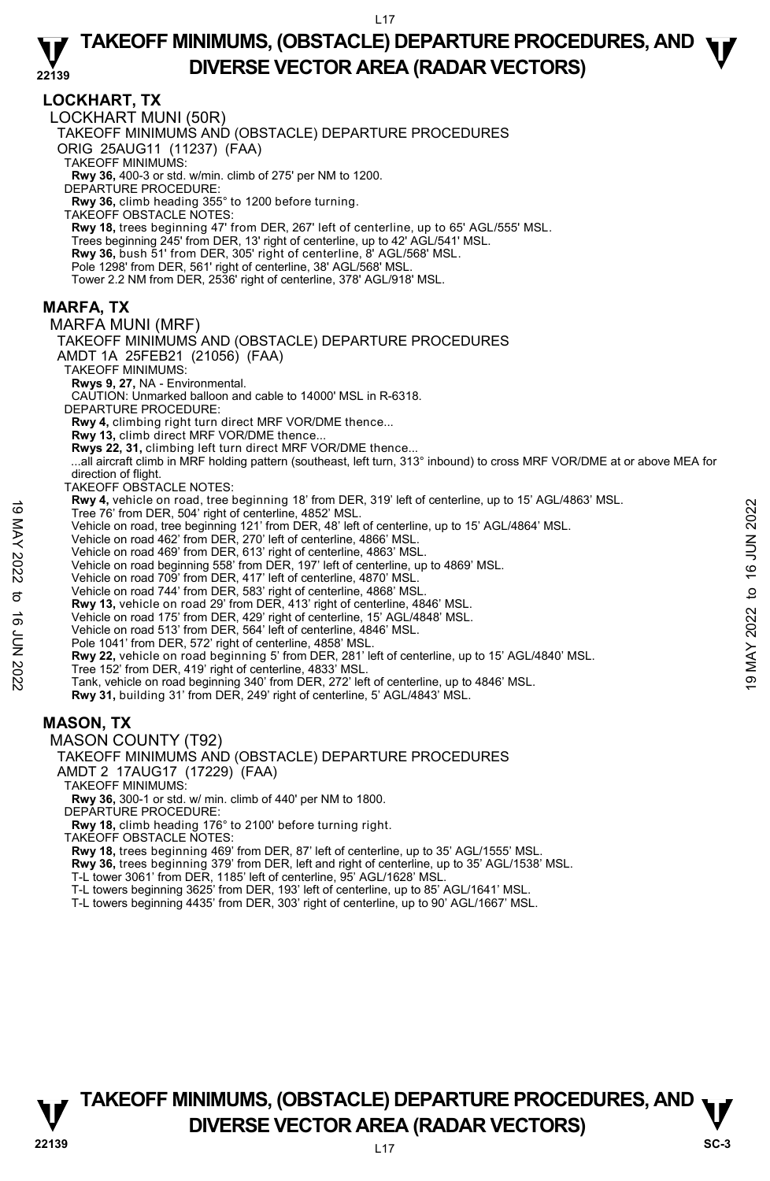## LOCKHART, TX

LOCKHART MUNI (50R)

TAKEOFF MINIMUMS AND (OBSTACLE) DEPARTURE PROCEDURES

ORIG 25AUG11 (11237) (FAA)

TAKEOFF MINIMUMS:

**Rwy 36,** 400-3 or std. w/min. climb of 275' per NM to 1200.

DEPARTURE PROCEDURE:

**Rwy 36,** climb heading 355° to 1200 before turning.

TAKEOFF OBSTACLE NOTES:

**Rwy 18,** trees beginning 47' from DER, 267' left of centerline, up to 65' AGL/555' MSL.
Trees beginning 245' from DER, 13' right of centerline, up to 42' AGL/541' MSL.
**Rwy 36,** bush 51' from DER, 305' right of centerline, 8' AGL/568' MSL.
Pole 1298' from DER, 561' right of centerline, 38' AGL/568' MSL.
Tower 2.2 NM from DER, 2536' right of centerline, 378' AGL/918' MSL.

## MARFA, TX

MARFA MUNI (MRF)

TAKEOFF MINIMUMS AND (OBSTACLE) DEPARTURE PROCEDURES

AMDT 1A 25FEB21 (21056) (FAA)

TAKEOFF MINIMUMS:

**Rwys 9, 27,** NA - Environmental.

CAUTION: Unmarked balloon and cable to 14000' MSL in R-6318.

DEPARTURE PROCEDURE:

**Rwy 4,** climbing right turn direct MRF VOR/DME thence...
**Rwy 13,** climb direct MRF VOR/DME thence...
**Rwys 22, 31,** climbing left turn direct MRF VOR/DME thence...
...all aircraft climb in MRF holding pattern (southeast, left turn, 313° inbound) to cross MRF VOR/DME at or above MEA for direction of flight.

TAKEOFF OBSTACLE NOTES:

**Rwy 4,** vehicle on road, tree beginning 18' from DER, 319' left of centerline, up to 15' AGL/4863' MSL.
Tree 76' from DER, 504' right of centerline, 4852' MSL.
Vehicle on road, tree beginning 121' from DER, 48' left of centerline, up to 15' AGL/4864' MSL.
Vehicle on road 462' from DER, 270' left of centerline, 4866' MSL.
Vehicle on road 469' from DER, 613' right of centerline, 4863' MSL.
Vehicle on road beginning 558' from DER, 197' left of centerline, up to 4869' MSL.
Vehicle on road 709' from DER, 417' left of centerline, 4870' MSL.
Vehicle on road 744' from DER, 583' right of centerline, 4868' MSL.
**Rwy 13,** vehicle on road 29' from DER, 413' right of centerline, 4846' MSL.
Vehicle on road 175' from DER, 429' right of centerline, 15' AGL/4848' MSL.
Vehicle on road 513' from DER, 564' left of centerline, 4846' MSL.
Pole 1041' from DER, 572' right of centerline, 4858' MSL.
**Rwy 22,** vehicle on road beginning 5' from DER, 281' left of centerline, up to 15' AGL/4840' MSL.
Tree 152' from DER, 419' right of centerline, 4833' MSL.
Tank, vehicle on road beginning 340' from DER, 272' left of centerline, up to 4846' MSL.
**Rwy 31,** building 31' from DER, 249' right of centerline, 5' AGL/4843' MSL.

## MASON, TX

MASON COUNTY (T92)

TAKEOFF MINIMUMS AND (OBSTACLE) DEPARTURE PROCEDURES

AMDT 2 17AUG17 (17229) (FAA)

TAKEOFF MINIMUMS:

**Rwy 36,** 300-1 or std. w/ min. climb of 440' per NM to 1800.

DEPARTURE PROCEDURE:

**Rwy 18,** climb heading 176° to 2100' before turning right.

TAKEOFF OBSTACLE NOTES:

**Rwy 18,** trees beginning 469' from DER, 87' left of centerline, up to 35' AGL/1555' MSL.
**Rwy 36,** trees beginning 379' from DER, left and right of centerline, up to 35' AGL/1538' MSL.
T-L tower 3061' from DER, 1185' left of centerline, 95' AGL/1628' MSL.
T-L towers beginning 3625' from DER, 193' left of centerline, up to 85' AGL/1641' MSL.
T-L towers beginning 4435' from DER, 303' right of centerline, up to 90' AGL/1667' MSL.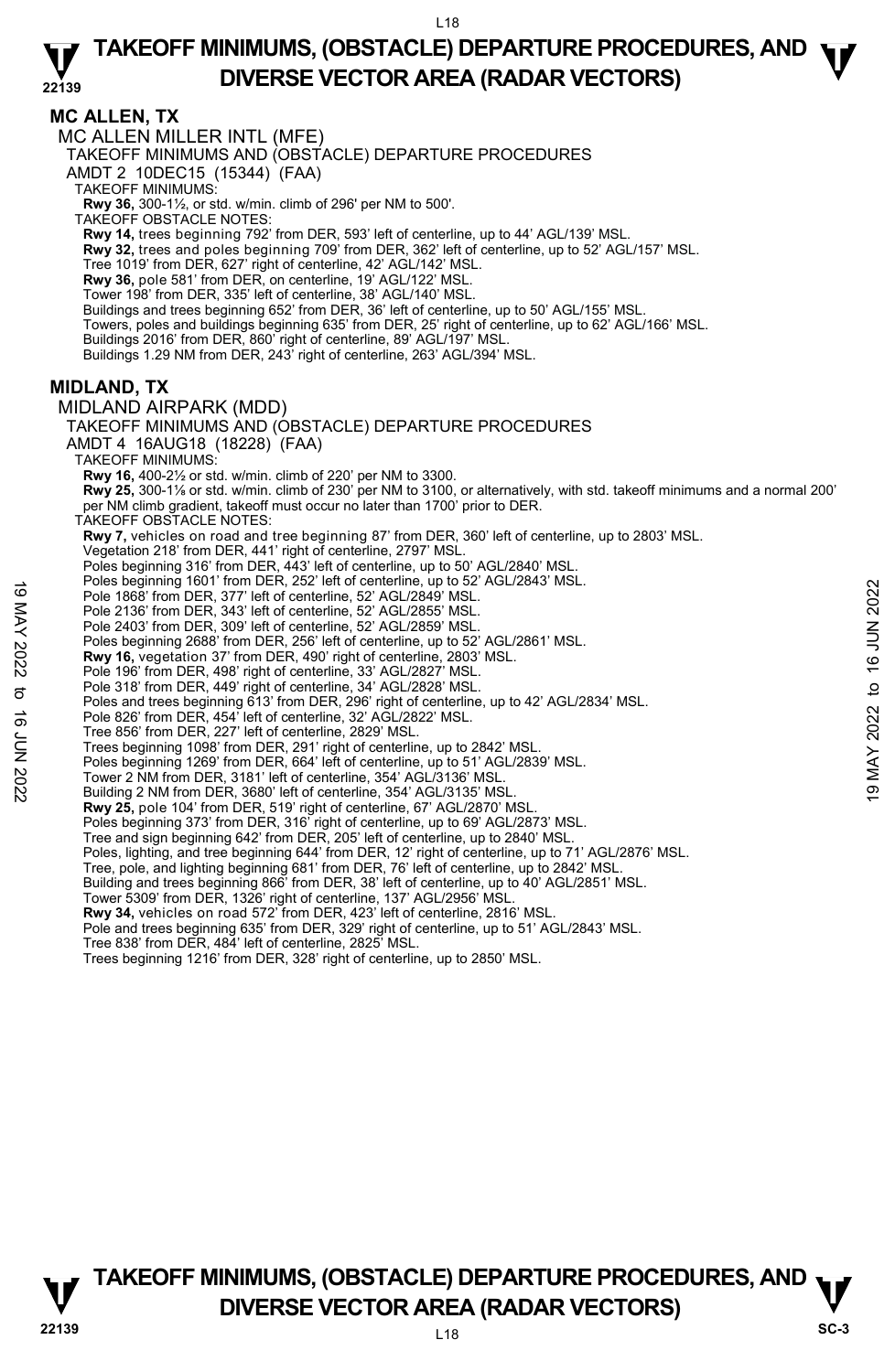## MC ALLEN, TX

MC ALLEN MILLER INTL (MFE)

TAKEOFF MINIMUMS AND (OBSTACLE) DEPARTURE PROCEDURES

AMDT 2 10DEC15 (15344) (FAA)

TAKEOFF MINIMUMS:

**Rwy 36,** 300-1½, or std. w/min. climb of 296' per NM to 500'.

TAKEOFF OBSTACLE NOTES:

**Rwy 14,** trees beginning 792' from DER, 593' left of centerline, up to 44' AGL/139' MSL.
**Rwy 32,** trees and poles beginning 709' from DER, 362' left of centerline, up to 52' AGL/157' MSL.
Tree 1019' from DER, 627' right of centerline, 42' AGL/142' MSL.
**Rwy 36,** pole 581' from DER, on centerline, 19' AGL/122' MSL.
Tower 198' from DER, 335' left of centerline, 38' AGL/140' MSL.
Buildings and trees beginning 652' from DER, 36' left of centerline, up to 50' AGL/155' MSL.
Towers, poles and buildings beginning 635' from DER, 25' right of centerline, up to 62' AGL/166' MSL.
Buildings 2016' from DER, 860' right of centerline, 89' AGL/197' MSL.
Buildings 1.29 NM from DER, 243' right of centerline, 263' AGL/394' MSL.

## MIDLAND, TX

MIDLAND AIRPARK (MDD)

TAKEOFF MINIMUMS AND (OBSTACLE) DEPARTURE PROCEDURES

AMDT 4 16AUG18 (18228) (FAA)

TAKEOFF MINIMUMS:

**Rwy 16,** 400-2½ or std. w/min. climb of 220' per NM to 3300.
**Rwy 25,** 300-1⅞ or std. w/min. climb of 230' per NM to 3100, or alternatively, with std. takeoff minimums and a normal 200' per NM climb gradient, takeoff must occur no later than 1700' prior to DER.

TAKEOFF OBSTACLE NOTES:

**Rwy 7,** vehicles on road and tree beginning 87' from DER, 360' left of centerline, up to 2803' MSL.
Vegetation 218' from DER, 441' right of centerline, 2797' MSL.
Poles beginning 316' from DER, 443' left of centerline, up to 50' AGL/2840' MSL.
Poles beginning 1601' from DER, 252' left of centerline, up to 52' AGL/2843' MSL.
Pole 1868' from DER, 377' left of centerline, 52' AGL/2849' MSL.
Pole 2136' from DER, 343' left of centerline, 52' AGL/2855' MSL.
Pole 2403' from DER, 309' left of centerline, 52' AGL/2859' MSL.
Poles beginning 2688' from DER, 256' left of centerline, up to 52' AGL/2861' MSL.
**Rwy 16,** vegetation 37' from DER, 490' right of centerline, 2803' MSL.
Pole 196' from DER, 498' right of centerline, 33' AGL/2827' MSL.
Pole 318' from DER, 449' right of centerline, 34' AGL/2828' MSL.
Poles and trees beginning 613' from DER, 296' right of centerline, up to 42' AGL/2834' MSL.
Pole 826' from DER, 454' left of centerline, 32' AGL/2822' MSL.
Tree 856' from DER, 227' left of centerline, 2829' MSL.
Trees beginning 1098' from DER, 291' right of centerline, up to 2842' MSL.
Poles beginning 1269' from DER, 664' left of centerline, up to 51' AGL/2839' MSL.
Tower 2 NM from DER, 3181' left of centerline, 354' AGL/3136' MSL.
Building 2 NM from DER, 3680' left of centerline, 354' AGL/3135' MSL.
**Rwy 25,** pole 104' from DER, 519' right of centerline, 67' AGL/2870' MSL.
Poles beginning 373' from DER, 316' right of centerline, up to 69' AGL/2873' MSL.
Tree and sign beginning 642' from DER, 205' left of centerline, up to 2840' MSL.
Poles, lighting, and tree beginning 644' from DER, 12' right of centerline, up to 71' AGL/2876' MSL.
Tree, pole, and lighting beginning 681' from DER, 76' left of centerline, up to 2842' MSL.
Building and trees beginning 866' from DER, 38' left of centerline, up to 40' AGL/2851' MSL.
Tower 5309' from DER, 1326' right of centerline, 137' AGL/2956' MSL.
**Rwy 34,** vehicles on road 572' from DER, 423' left of centerline, 2816' MSL.
Pole and trees beginning 635' from DER, 329' right of centerline, up to 51' AGL/2843' MSL.
Tree 838' from DER, 484' left of centerline, 2825' MSL.
Trees beginning 1216' from DER, 328' right of centerline, up to 2850' MSL.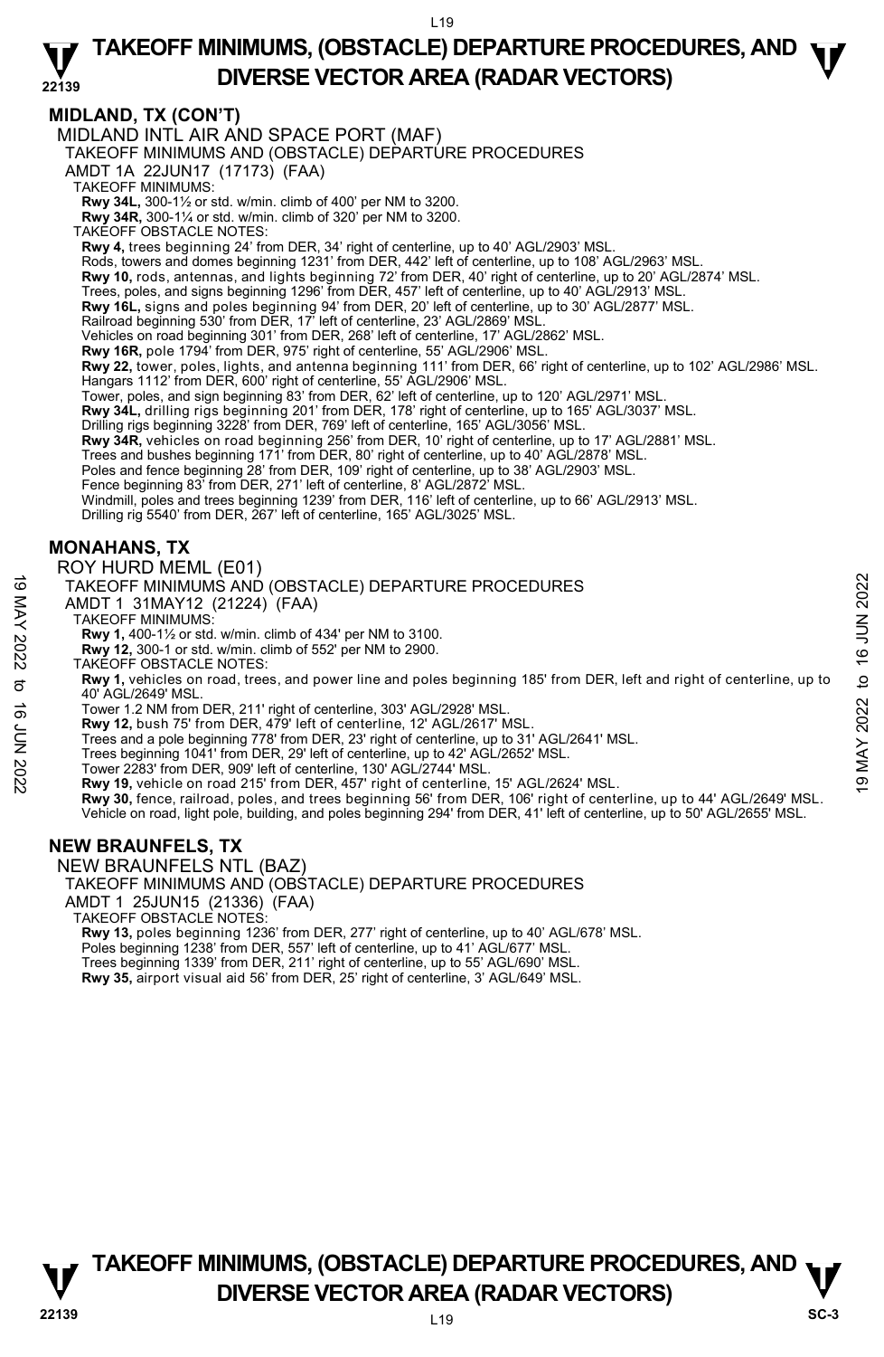## MIDLAND, TX (CON'T)

MIDLAND INTL AIR AND SPACE PORT (MAF)
TAKEOFF MINIMUMS AND (OBSTACLE) DEPARTURE PROCEDURES
AMDT 1A 22JUN17 (17173) (FAA)
TAKEOFF MINIMUMS:
**Rwy 34L,** 300-1½ or std. w/min. climb of 400' per NM to 3200.
**Rwy 34R,** 300-1¼ or std. w/min. climb of 320' per NM to 3200.
TAKEOFF OBSTACLE NOTES:
**Rwy 4,** trees beginning 24' from DER, 34' right of centerline, up to 40' AGL/2903' MSL.
Rods, towers and domes beginning 1231' from DER, 442' left of centerline, up to 108' AGL/2963' MSL.
**Rwy 10,** rods, antennas, and lights beginning 72' from DER, 40' right of centerline, up to 20' AGL/2874' MSL.
Trees, poles, and signs beginning 1296' from DER, 457' left of centerline, up to 40' AGL/2913' MSL.
**Rwy 16L,** signs and poles beginning 94' from DER, 20' left of centerline, up to 30' AGL/2877' MSL.
Railroad beginning 530' from DER, 17' left of centerline, 23' AGL/2869' MSL.
Vehicles on road beginning 301' from DER, 268' left of centerline, 17' AGL/2862' MSL.
**Rwy 16R,** pole 1794' from DER, 975' right of centerline, 55' AGL/2906' MSL.
**Rwy 22,** tower, poles, lights, and antenna beginning 111' from DER, 66' right of centerline, up to 102' AGL/2986' MSL.
Hangars 1112' from DER, 600' right of centerline, 55' AGL/2906' MSL.
Tower, poles, and sign beginning 83' from DER, 62' left of centerline, up to 120' AGL/2971' MSL.
**Rwy 34L,** drilling rigs beginning 201' from DER, 178' right of centerline, up to 165' AGL/3037' MSL.
Drilling rigs beginning 3228' from DER, 769' left of centerline, 165' AGL/3056' MSL.
**Rwy 34R,** vehicles on road beginning 256' from DER, 10' right of centerline, up to 17' AGL/2881' MSL.
Trees and bushes beginning 171' from DER, 80' right of centerline, up to 40' AGL/2878' MSL.
Poles and fence beginning 28' from DER, 109' right of centerline, up to 38' AGL/2903' MSL.
Fence beginning 83' from DER, 271' left of centerline, 8' AGL/2872' MSL.
Windmill, poles and trees beginning 1239' from DER, 116' left of centerline, up to 66' AGL/2913' MSL.
Drilling rig 5540' from DER, 267' left of centerline, 165' AGL/3025' MSL.

## MONAHANS, TX

ROY HURD MEML (E01)
TAKEOFF MINIMUMS AND (OBSTACLE) DEPARTURE PROCEDURES
AMDT 1 31MAY12 (21224) (FAA)
TAKEOFF MINIMUMS:
**Rwy 1,** 400-1½ or std. w/min. climb of 434' per NM to 3100.
**Rwy 12,** 300-1 or std. w/min. climb of 552' per NM to 2900.
TAKEOFF OBSTACLE NOTES:
**Rwy 1,** vehicles on road, trees, and power line and poles beginning 185' from DER, left and right of centerline, up to 40' AGL/2649' MSL.
Tower 1.2 NM from DER, 211' right of centerline, 303' AGL/2928' MSL.
**Rwy 12,** bush 75' from DER, 479' left of centerline, 12' AGL/2617' MSL.
Trees and a pole beginning 778' from DER, 23' right of centerline, up to 31' AGL/2641' MSL.
Trees beginning 1041' from DER, 29' left of centerline, up to 42' AGL/2652' MSL.
Tower 2283' from DER, 909' left of centerline, 130' AGL/2744' MSL.
**Rwy 19,** vehicle on road 215' from DER, 457' right of centerline, 15' AGL/2624' MSL.
**Rwy 30,** fence, railroad, poles, and trees beginning 56' from DER, 106' right of centerline, up to 44' AGL/2649' MSL.
Vehicle on road, light pole, building, and poles beginning 294' from DER, 41' left of centerline, up to 50' AGL/2655' MSL.

## NEW BRAUNFELS, TX

NEW BRAUNFELS NTL (BAZ)
TAKEOFF MINIMUMS AND (OBSTACLE) DEPARTURE PROCEDURES
AMDT 1 25JUN15 (21336) (FAA)
TAKEOFF OBSTACLE NOTES:
**Rwy 13,** poles beginning 1236' from DER, 277' right of centerline, up to 40' AGL/678' MSL.
Poles beginning 1238' from DER, 557' left of centerline, up to 41' AGL/677' MSL.
Trees beginning 1339' from DER, 211' right of centerline, up to 55' AGL/690' MSL.
**Rwy 35,** airport visual aid 56' from DER, 25' right of centerline, 3' AGL/649' MSL.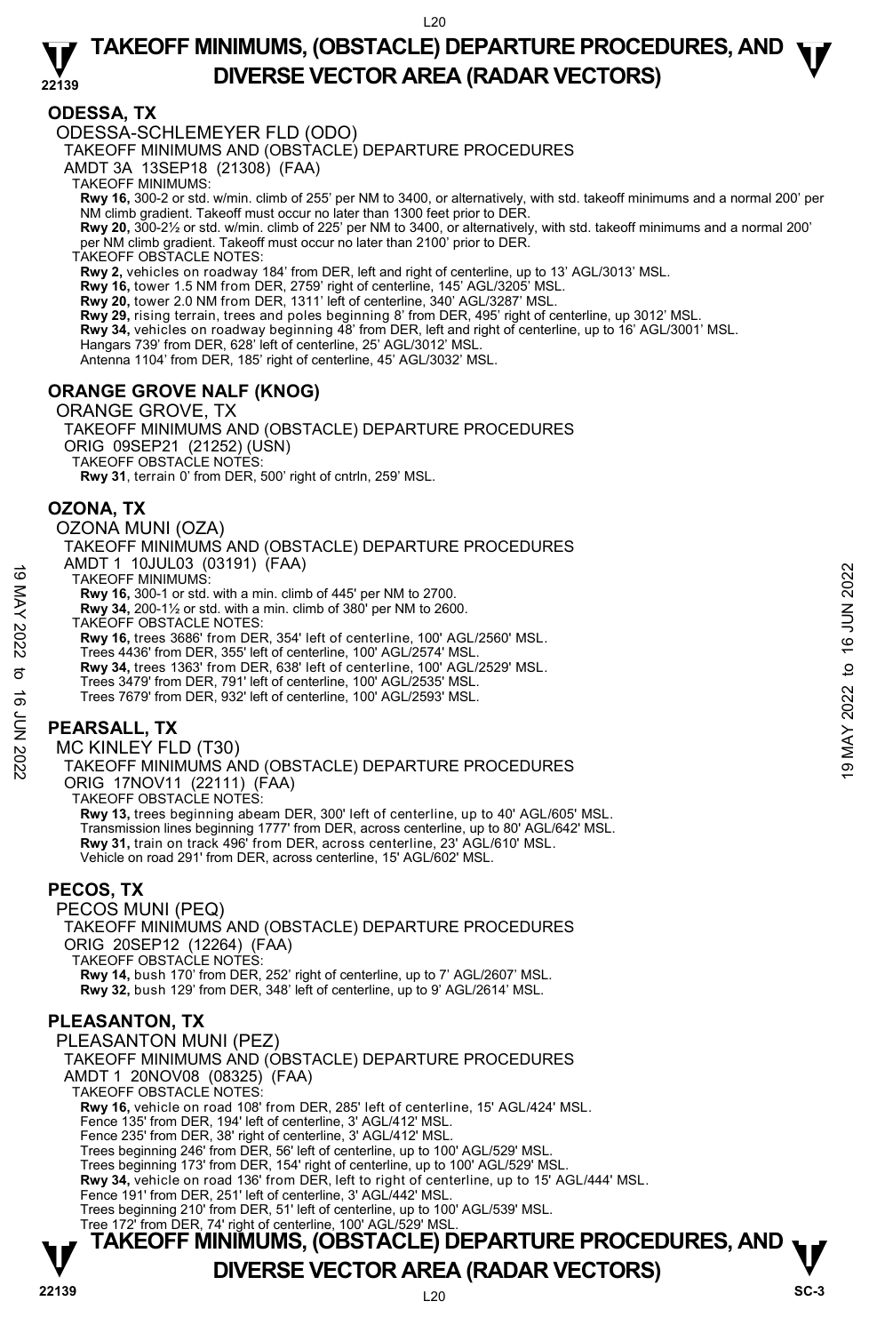## ODESSA, TX

ODESSA-SCHLEMEYER FLD (ODO)
TAKEOFF MINIMUMS AND (OBSTACLE) DEPARTURE PROCEDURES
AMDT 3A 13SEP18 (21308) (FAA)
TAKEOFF MINIMUMS:
**Rwy 16,** 300-2 or std. w/min. climb of 255' per NM to 3400, or alternatively, with std. takeoff minimums and a normal 200' per NM climb gradient. Takeoff must occur no later than 1300 feet prior to DER.
**Rwy 20,** 300-2½ or std. w/min. climb of 225' per NM to 3400, or alternatively, with std. takeoff minimums and a normal 200' per NM climb gradient. Takeoff must occur no later than 2100' prior to DER.
TAKEOFF OBSTACLE NOTES:
**Rwy 2,** vehicles on roadway 184' from DER, left and right of centerline, up to 13' AGL/3013' MSL.
**Rwy 16,** tower 1.5 NM from DER, 2759' right of centerline, 145' AGL/3205' MSL.
**Rwy 20,** tower 2.0 NM from DER, 1311' left of centerline, 340' AGL/3287' MSL.
**Rwy 29,** rising terrain, trees and poles beginning 8' from DER, 495' right of centerline, up 3012' MSL.
**Rwy 34,** vehicles on roadway beginning 48' from DER, left and right of centerline, up to 16' AGL/3001' MSL.
Hangars 739' from DER, 628' left of centerline, 25' AGL/3012' MSL.
Antenna 1104' from DER, 185' right of centerline, 45' AGL/3032' MSL.

## ORANGE GROVE NALF (KNOG)

ORANGE GROVE, TX
TAKEOFF MINIMUMS AND (OBSTACLE) DEPARTURE PROCEDURES
ORIG 09SEP21 (21252) (USN)
TAKEOFF OBSTACLE NOTES:
**Rwy 31**, terrain 0' from DER, 500' right of cntrln, 259' MSL.

## OZONA, TX

OZONA MUNI (OZA)
TAKEOFF MINIMUMS AND (OBSTACLE) DEPARTURE PROCEDURES
AMDT 1 10JUL03 (03191) (FAA)
TAKEOFF MINIMUMS:
**Rwy 16,** 300-1 or std. with a min. climb of 445' per NM to 2700.
**Rwy 34,** 200-1½ or std. with a min. climb of 380' per NM to 2600.
TAKEOFF OBSTACLE NOTES:
**Rwy 16,** trees 3686' from DER, 354' left of centerline, 100' AGL/2560' MSL.
Trees 4436' from DER, 355' left of centerline, 100' AGL/2574' MSL.
**Rwy 34,** trees 1363' from DER, 638' left of centerline, 100' AGL/2529' MSL.
Trees 3479' from DER, 791' left of centerline, 100' AGL/2535' MSL.
Trees 7679' from DER, 932' left of centerline, 100' AGL/2593' MSL.

## PEARSALL, TX

MC KINLEY FLD (T30)
TAKEOFF MINIMUMS AND (OBSTACLE) DEPARTURE PROCEDURES
ORIG 17NOV11 (22111) (FAA)
TAKEOFF OBSTACLE NOTES:
**Rwy 13,** trees beginning abeam DER, 300' left of centerline, up to 40' AGL/605' MSL.
Transmission lines beginning 1777' from DER, across centerline, up to 80' AGL/642' MSL.
**Rwy 31,** train on track 496' from DER, across centerline, 23' AGL/610' MSL.
Vehicle on road 291' from DER, across centerline, 15' AGL/602' MSL.

## PECOS, TX

PECOS MUNI (PEQ)
TAKEOFF MINIMUMS AND (OBSTACLE) DEPARTURE PROCEDURES
ORIG 20SEP12 (12264) (FAA)
TAKEOFF OBSTACLE NOTES:
**Rwy 14,** bush 170' from DER, 252' right of centerline, up to 7' AGL/2607' MSL.
**Rwy 32,** bush 129' from DER, 348' left of centerline, up to 9' AGL/2614' MSL.

## PLEASANTON, TX

PLEASANTON MUNI (PEZ)
TAKEOFF MINIMUMS AND (OBSTACLE) DEPARTURE PROCEDURES
AMDT 1 20NOV08 (08325) (FAA)
TAKEOFF OBSTACLE NOTES:
**Rwy 16,** vehicle on road 108' from DER, 285' left of centerline, 15' AGL/424' MSL.
Fence 135' from DER, 194' left of centerline, 3' AGL/412' MSL.
Fence 235' from DER, 38' right of centerline, 3' AGL/412' MSL.
Trees beginning 246' from DER, 56' left of centerline, up to 100' AGL/529' MSL.
Trees beginning 173' from DER, 154' right of centerline, up to 100' AGL/529' MSL.
**Rwy 34,** vehicle on road 136' from DER, left to right of centerline, up to 15' AGL/444' MSL.
Fence 191' from DER, 251' left of centerline, 3' AGL/442' MSL.
Trees beginning 210' from DER, 51' left of centerline, up to 100' AGL/539' MSL.
Tree 172' from DER, 74' right of centerline, 100' AGL/529' MSL.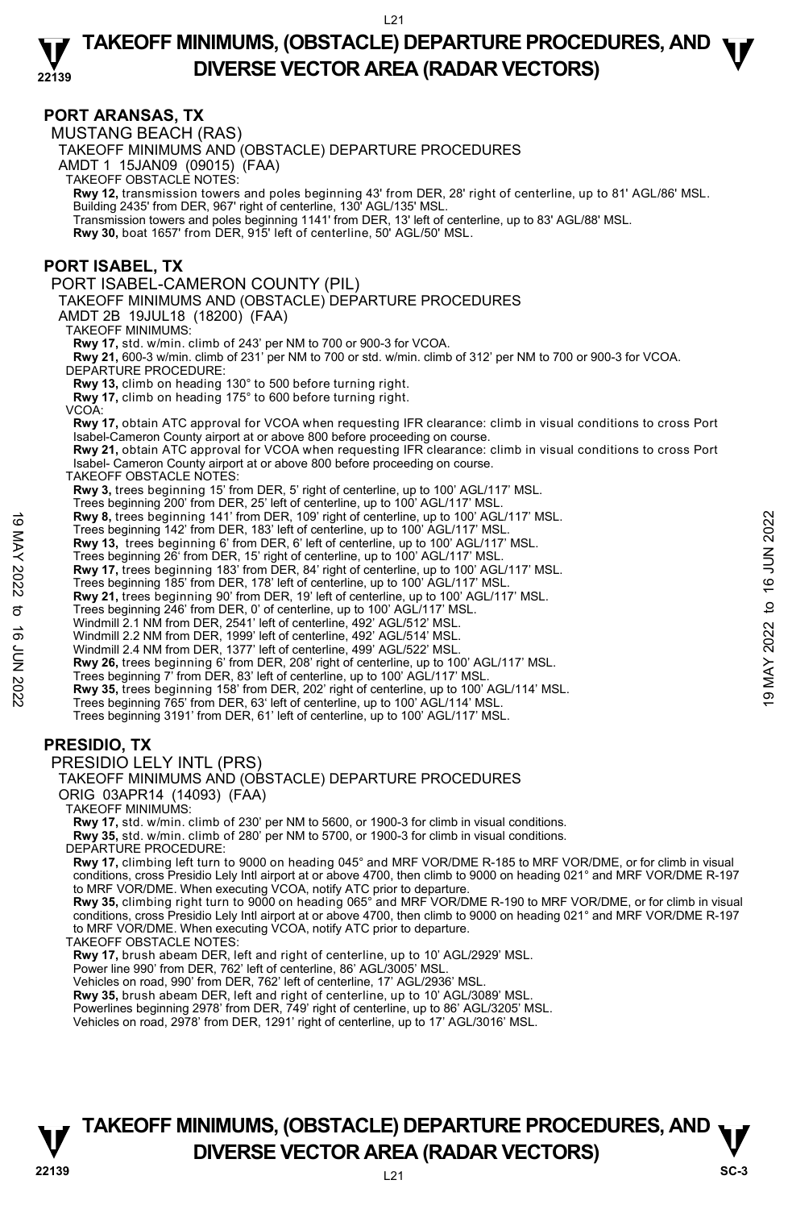## PORT ARANSAS, TX

MUSTANG BEACH (RAS)

TAKEOFF MINIMUMS AND (OBSTACLE) DEPARTURE PROCEDURES

AMDT 1 15JAN09 (09015) (FAA)

TAKEOFF OBSTACLE NOTES:

**Rwy 12,** transmission towers and poles beginning 43' from DER, 28' right of centerline, up to 81' AGL/86' MSL. Building 2435' from DER, 967' right of centerline, 130' AGL/135' MSL.
Transmission towers and poles beginning 1141' from DER, 13' left of centerline, up to 83' AGL/88' MSL.
**Rwy 30,** boat 1657' from DER, 915' left of centerline, 50' AGL/50' MSL.

## PORT ISABEL, TX

PORT ISABEL-CAMERON COUNTY (PIL)

TAKEOFF MINIMUMS AND (OBSTACLE) DEPARTURE PROCEDURES

AMDT 2B 19JUL18 (18200) (FAA)

TAKEOFF MINIMUMS:

**Rwy 17,** std. w/min. climb of 243' per NM to 700 or 900-3 for VCOA.
**Rwy 21,** 600-3 w/min. climb of 231' per NM to 700 or std. w/min. climb of 312' per NM to 700 or 900-3 for VCOA.

DEPARTURE PROCEDURE:

**Rwy 13,** climb on heading 130° to 500 before turning right.
**Rwy 17,** climb on heading 175° to 600 before turning right.

VCOA:

**Rwy 17,** obtain ATC approval for VCOA when requesting IFR clearance: climb in visual conditions to cross Port Isabel-Cameron County airport at or above 800 before proceeding on course.
**Rwy 21,** obtain ATC approval for VCOA when requesting IFR clearance: climb in visual conditions to cross Port Isabel- Cameron County airport at or above 800 before proceeding on course.

TAKEOFF OBSTACLE NOTES:

**Rwy 3,** trees beginning 15' from DER, 5' right of centerline, up to 100' AGL/117' MSL.
Trees beginning 200' from DER, 25' left of centerline, up to 100' AGL/117' MSL.
**Rwy 8,** trees beginning 141' from DER, 109' right of centerline, up to 100' AGL/117' MSL.
Trees beginning 142' from DER, 183' left of centerline, up to 100' AGL/117' MSL.
**Rwy 13,** trees beginning 6' from DER, 6' left of centerline, up to 100' AGL/117' MSL.
Trees beginning 26' from DER, 15' right of centerline, up to 100' AGL/117' MSL.
**Rwy 17,** trees beginning 183' from DER, 84' right of centerline, up to 100' AGL/117' MSL.
Trees beginning 185' from DER, 178' left of centerline, up to 100' AGL/117' MSL.
**Rwy 21,** trees beginning 90' from DER, 19' left of centerline, up to 100' AGL/117' MSL.
Trees beginning 246' from DER, 0' of centerline, up to 100' AGL/117' MSL.
Windmill 2.1 NM from DER, 2541' left of centerline, 492' AGL/512' MSL.
Windmill 2.2 NM from DER, 1999' left of centerline, 492' AGL/514' MSL.
Windmill 2.4 NM from DER, 1377' left of centerline, 499' AGL/522' MSL.
**Rwy 26,** trees beginning 6' from DER, 208' right of centerline, up to 100' AGL/117' MSL.
Trees beginning 7' from DER, 83' left of centerline, up to 100' AGL/117' MSL.
**Rwy 35,** trees beginning 158' from DER, 202' right of centerline, up to 100' AGL/114' MSL.
Trees beginning 765' from DER, 63' left of centerline, up to 100' AGL/114' MSL.
Trees beginning 3191' from DER, 61' left of centerline, up to 100' AGL/117' MSL.

## PRESIDIO, TX

PRESIDIO LELY INTL (PRS)

TAKEOFF MINIMUMS AND (OBSTACLE) DEPARTURE PROCEDURES

ORIG 03APR14 (14093) (FAA)

TAKEOFF MINIMUMS:

**Rwy 17,** std. w/min. climb of 230' per NM to 5600, or 1900-3 for climb in visual conditions.
**Rwy 35,** std. w/min. climb of 280' per NM to 5700, or 1900-3 for climb in visual conditions.

DEPARTURE PROCEDURE:

**Rwy 17,** climbing left turn to 9000 on heading 045° and MRF VOR/DME R-185 to MRF VOR/DME, or for climb in visual conditions, cross Presidio Lely Intl airport at or above 4700, then climb to 9000 on heading 021° and MRF VOR/DME R-197 to MRF VOR/DME. When executing VCOA, notify ATC prior to departure.
**Rwy 35,** climbing right turn to 9000 on heading 065° and MRF VOR/DME R-190 to MRF VOR/DME, or for climb in visual conditions, cross Presidio Lely Intl airport at or above 4700, then climb to 9000 on heading 021° and MRF VOR/DME R-197 to MRF VOR/DME. When executing VCOA, notify ATC prior to departure.

TAKEOFF OBSTACLE NOTES:

**Rwy 17,** brush abeam DER, left and right of centerline, up to 10' AGL/2929' MSL.
Power line 990' from DER, 762' left of centerline, 86' AGL/3005' MSL.
Vehicles on road, 990' from DER, 762' left of centerline, 17' AGL/2936' MSL.
**Rwy 35,** brush abeam DER, left and right of centerline, up to 10' AGL/3089' MSL.
Powerlines beginning 2978' from DER, 749' right of centerline, up to 86' AGL/3205' MSL.
Vehicles on road, 2978' from DER, 1291' right of centerline, up to 17' AGL/3016' MSL.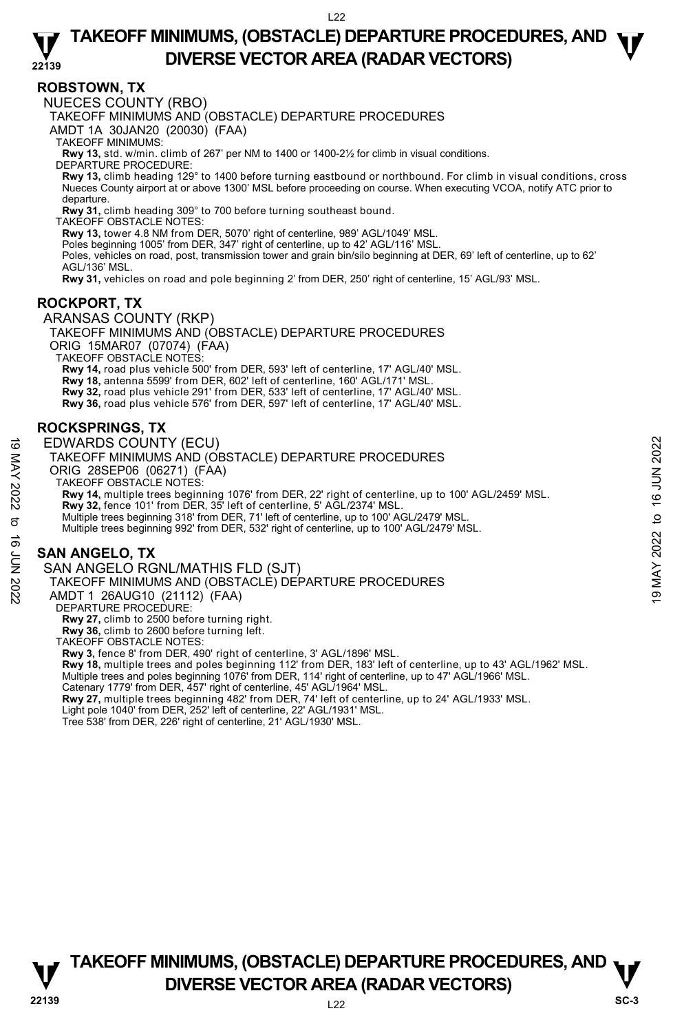## ROBSTOWN, TX

NUECES COUNTY (RBO)

TAKEOFF MINIMUMS AND (OBSTACLE) DEPARTURE PROCEDURES

AMDT 1A 30JAN20 (20030) (FAA)

TAKEOFF MINIMUMS:

**Rwy 13,** std. w/min. climb of 267' per NM to 1400 or 1400-2½ for climb in visual conditions.

DEPARTURE PROCEDURE:

**Rwy 13,** climb heading 129° to 1400 before turning eastbound or northbound. For climb in visual conditions, cross Nueces County airport at or above 1300' MSL before proceeding on course. When executing VCOA, notify ATC prior to departure.

**Rwy 31,** climb heading 309° to 700 before turning southeast bound.

TAKEOFF OBSTACLE NOTES:

**Rwy 13,** tower 4.8 NM from DER, 5070' right of centerline, 989' AGL/1049' MSL.

Poles beginning 1005' from DER, 347' right of centerline, up to 42' AGL/116' MSL.

Poles, vehicles on road, post, transmission tower and grain bin/silo beginning at DER, 69' left of centerline, up to 62' AGL/136' MSL.

**Rwy 31,** vehicles on road and pole beginning 2' from DER, 250' right of centerline, 15' AGL/93' MSL.

## ROCKPORT, TX

ARANSAS COUNTY (RKP)

TAKEOFF MINIMUMS AND (OBSTACLE) DEPARTURE PROCEDURES

ORIG 15MAR07 (07074) (FAA)

TAKEOFF OBSTACLE NOTES:

**Rwy 14,** road plus vehicle 500' from DER, 593' left of centerline, 17' AGL/40' MSL.

**Rwy 18,** antenna 5599' from DER, 602' left of centerline, 160' AGL/171' MSL.

**Rwy 32,** road plus vehicle 291' from DER, 533' left of centerline, 17' AGL/40' MSL.

**Rwy 36,** road plus vehicle 576' from DER, 597' left of centerline, 17' AGL/40' MSL.

## ROCKSPRINGS, TX

EDWARDS COUNTY (ECU)

TAKEOFF MINIMUMS AND (OBSTACLE) DEPARTURE PROCEDURES

ORIG 28SEP06 (06271) (FAA)

TAKEOFF OBSTACLE NOTES:

**Rwy 14,** multiple trees beginning 1076' from DER, 22' right of centerline, up to 100' AGL/2459' MSL.

**Rwy 32,** fence 101' from DER, 35' left of centerline, 5' AGL/2374' MSL.

Multiple trees beginning 318' from DER, 71' left of centerline, up to 100' AGL/2479' MSL.

Multiple trees beginning 992' from DER, 532' right of centerline, up to 100' AGL/2479' MSL.

## SAN ANGELO, TX

SAN ANGELO RGNL/MATHIS FLD (SJT)

TAKEOFF MINIMUMS AND (OBSTACLE) DEPARTURE PROCEDURES

AMDT 1 26AUG10 (21112) (FAA)

DEPARTURE PROCEDURE:

**Rwy 27,** climb to 2500 before turning right.

**Rwy 36,** climb to 2600 before turning left.

TAKEOFF OBSTACLE NOTES:

**Rwy 3,** fence 8' from DER, 490' right of centerline, 3' AGL/1896' MSL.

**Rwy 18,** multiple trees and poles beginning 112' from DER, 183' left of centerline, up to 43' AGL/1962' MSL.

Multiple trees and poles beginning 1076' from DER, 114' right of centerline, up to 47' AGL/1966' MSL.

Catenary 1779' from DER, 457' right of centerline, 45' AGL/1964' MSL.

**Rwy 27,** multiple trees beginning 482' from DER, 74' left of centerline, up to 24' AGL/1933' MSL.

Light pole 1040' from DER, 252' left of centerline, 22' AGL/1931' MSL.

Tree 538' from DER, 226' right of centerline, 21' AGL/1930' MSL.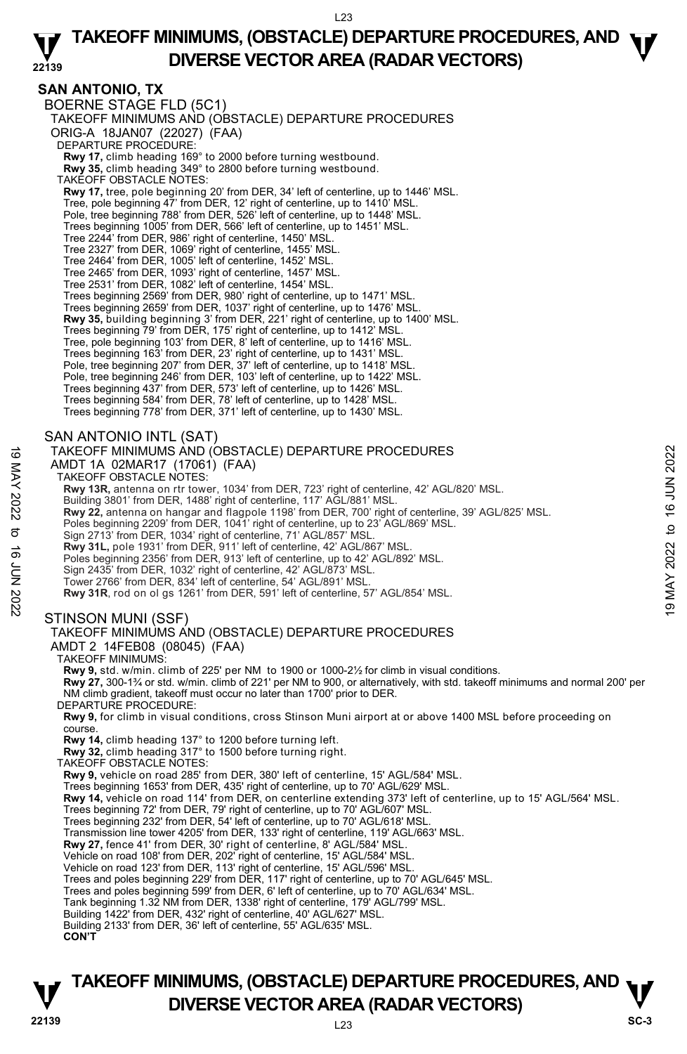# SAN ANTONIO, TX

## BOERNE STAGE FLD (5C1)

TAKEOFF MINIMUMS AND (OBSTACLE) DEPARTURE PROCEDURES
ORIG-A 18JAN07 (22027) (FAA)

DEPARTURE PROCEDURE:

**Rwy 17,** climb heading 169° to 2000 before turning westbound.
**Rwy 35,** climb heading 349° to 2800 before turning westbound.

TAKEOFF OBSTACLE NOTES:

**Rwy 17,** tree, pole beginning 20' from DER, 34' left of centerline, up to 1446' MSL.
Tree, pole beginning 47' from DER, 12' right of centerline, up to 1410' MSL.
Pole, tree beginning 788' from DER, 526' left of centerline, up to 1448' MSL.
Trees beginning 1005' from DER, 566' left of centerline, up to 1451' MSL.
Tree 2244' from DER, 986' right of centerline, 1450' MSL.
Tree 2327' from DER, 1069' right of centerline, 1455' MSL.
Tree 2464' from DER, 1005' left of centerline, 1452' MSL.
Tree 2465' from DER, 1093' right of centerline, 1457' MSL.
Tree 2531' from DER, 1082' left of centerline, 1454' MSL.
Trees beginning 2569' from DER, 980' right of centerline, up to 1471' MSL.
Trees beginning 2659' from DER, 1037' right of centerline, up to 1476' MSL.
**Rwy 35,** building beginning 3' from DER, 221' right of centerline, up to 1400' MSL.
Trees beginning 79' from DER, 175' right of centerline, up to 1412' MSL.
Tree, pole beginning 103' from DER, 8' left of centerline, up to 1416' MSL.
Trees beginning 163' from DER, 23' right of centerline, up to 1431' MSL.
Pole, tree beginning 207' from DER, 37' left of centerline, up to 1418' MSL.
Pole, tree beginning 246' from DER, 103' left of centerline, up to 1422' MSL.
Trees beginning 437' from DER, 573' left of centerline, up to 1426' MSL.
Trees beginning 584' from DER, 78' left of centerline, up to 1428' MSL.
Trees beginning 778' from DER, 371' left of centerline, up to 1430' MSL.

## SAN ANTONIO INTL (SAT)

TAKEOFF MINIMUMS AND (OBSTACLE) DEPARTURE PROCEDURES
AMDT 1A 02MAR17 (17061) (FAA)

TAKEOFF OBSTACLE NOTES:

**Rwy 13R,** antenna on rtr tower, 1034' from DER, 723' right of centerline, 42' AGL/820' MSL.
Building 3801' from DER, 1488' right of centerline, 117' AGL/881' MSL.
**Rwy 22,** antenna on hangar and flagpole 1198' from DER, 700' right of centerline, 39' AGL/825' MSL.
Poles beginning 2209' from DER, 1041' right of centerline, up to 23' AGL/869' MSL.
Sign 2713' from DER, 1034' right of centerline, 71' AGL/857' MSL.
**Rwy 31L,** pole 1931' from DER, 911' left of centerline, 42' AGL/867' MSL.
Poles beginning 2356' from DER, 913' left of centerline, up to 42' AGL/892' MSL.
Sign 2435' from DER, 1032' right of centerline, 42' AGL/873' MSL.
Tower 2766' from DER, 834' left of centerline, 54' AGL/891' MSL.
**Rwy 31R**, rod on ol gs 1261' from DER, 591' left of centerline, 57' AGL/854' MSL.

## STINSON MUNI (SSF)

TAKEOFF MINIMUMS AND (OBSTACLE) DEPARTURE PROCEDURES
AMDT 2 14FEB08 (08045) (FAA)

TAKEOFF MINIMUMS:

**Rwy 9,** std. w/min. climb of 225' per NM to 1900 or 1000-2½ for climb in visual conditions.
**Rwy 27,** 300-1¾ or std. w/min. climb of 221' per NM to 900, or alternatively, with std. takeoff minimums and normal 200' per NM climb gradient, takeoff must occur no later than 1700' prior to DER.

DEPARTURE PROCEDURE:

**Rwy 9,** for climb in visual conditions, cross Stinson Muni airport at or above 1400 MSL before proceeding on course.
**Rwy 14,** climb heading 137° to 1200 before turning left.
**Rwy 32,** climb heading 317° to 1500 before turning right.

TAKEOFF OBSTACLE NOTES:

**Rwy 9,** vehicle on road 285' from DER, 380' left of centerline, 15' AGL/584' MSL.
Trees beginning 1653' from DER, 435' right of centerline, up to 70' AGL/629' MSL.
**Rwy 14,** vehicle on road 114' from DER, on centerline extending 373' left of centerline, up to 15' AGL/564' MSL.
Trees beginning 72' from DER, 79' right of centerline, up to 70' AGL/607' MSL.
Trees beginning 232' from DER, 54' left of centerline, up to 70' AGL/618' MSL.
Transmission line tower 4205' from DER, 133' right of centerline, 119' AGL/663' MSL.
**Rwy 27,** fence 41' from DER, 30' right of centerline, 8' AGL/584' MSL.
Vehicle on road 108' from DER, 202' right of centerline, 15' AGL/584' MSL.
Vehicle on road 123' from DER, 113' right of centerline, 15' AGL/596' MSL.
Trees and poles beginning 229' from DER, 117' right of centerline, up to 70' AGL/645' MSL.
Trees and poles beginning 599' from DER, 6' left of centerline, up to 70' AGL/634' MSL.
Tank beginning 1.32 NM from DER, 1338' right of centerline, 179' AGL/799' MSL.
Building 1422' from DER, 432' right of centerline, 40' AGL/627' MSL.
Building 2133' from DER, 36' left of centerline, 55' AGL/635' MSL.
**CON'T**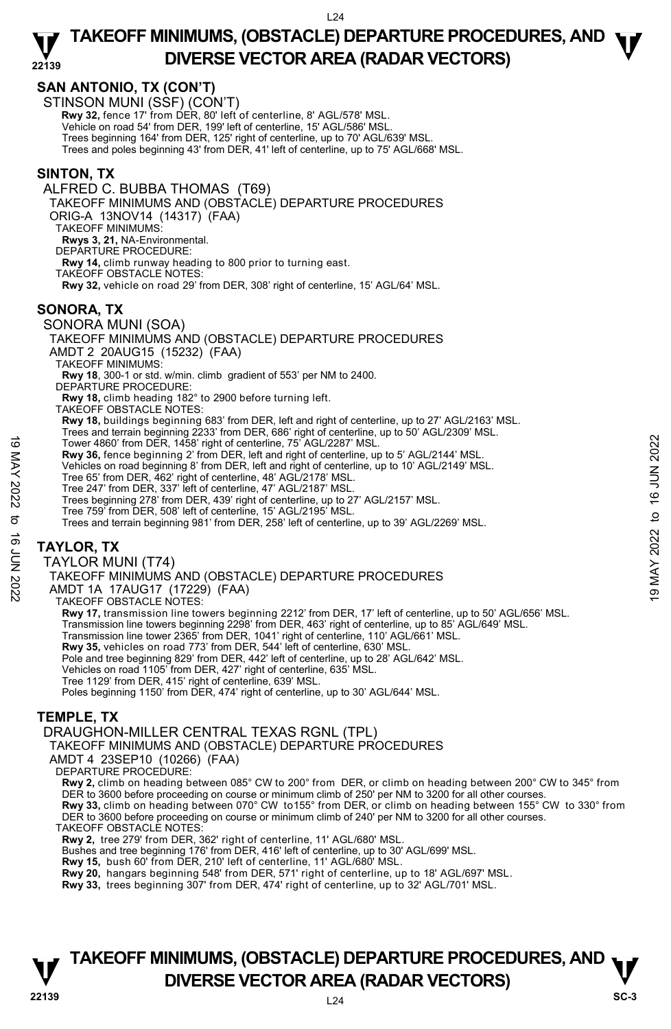## SAN ANTONIO, TX (CON'T)

STINSON MUNI (SSF) (CON'T)

**Rwy 32,** fence 17' from DER, 80' left of centerline, 8' AGL/578' MSL.
Vehicle on road 54' from DER, 199' left of centerline, 15' AGL/586' MSL.
Trees beginning 164' from DER, 125' right of centerline, up to 70' AGL/639' MSL.
Trees and poles beginning 43' from DER, 41' left of centerline, up to 75' AGL/668' MSL.

## SINTON, TX

ALFRED C. BUBBA THOMAS (T69)
TAKEOFF MINIMUMS AND (OBSTACLE) DEPARTURE PROCEDURES
ORIG-A 13NOV14 (14317) (FAA)
TAKEOFF MINIMUMS:
**Rwys 3, 21,** NA-Environmental.
DEPARTURE PROCEDURE:
**Rwy 14,** climb runway heading to 800 prior to turning east.
TAKEOFF OBSTACLE NOTES:
**Rwy 32,** vehicle on road 29' from DER, 308' right of centerline, 15' AGL/64' MSL.

## SONORA, TX

SONORA MUNI (SOA)
TAKEOFF MINIMUMS AND (OBSTACLE) DEPARTURE PROCEDURES
AMDT 2 20AUG15 (15232) (FAA)
TAKEOFF MINIMUMS:
**Rwy 18**, 300-1 or std. w/min. climb gradient of 553' per NM to 2400.
DEPARTURE PROCEDURE:
**Rwy 18,** climb heading 182° to 2900 before turning left.
TAKEOFF OBSTACLE NOTES:
**Rwy 18,** buildings beginning 683' from DER, left and right of centerline, up to 27' AGL/2163' MSL.
Trees and terrain beginning 2233' from DER, 686' right of centerline, up to 50' AGL/2309' MSL.
Tower 4860' from DER, 1458' right of centerline, 75' AGL/2287' MSL.
**Rwy 36,** fence beginning 2' from DER, left and right of centerline, up to 5' AGL/2144' MSL.
Vehicles on road beginning 8' from DER, left and right of centerline, up to 10' AGL/2149' MSL.
Tree 65' from DER, 462' right of centerline, 48' AGL/2178' MSL.
Tree 247' from DER, 337' left of centerline, 47' AGL/2187' MSL.
Trees beginning 278' from DER, 439' right of centerline, up to 27' AGL/2157' MSL.
Tree 759' from DER, 508' left of centerline, 15' AGL/2195' MSL.
Trees and terrain beginning 981' from DER, 258' left of centerline, up to 39' AGL/2269' MSL.

## TAYLOR, TX

TAYLOR MUNI (T74)
TAKEOFF MINIMUMS AND (OBSTACLE) DEPARTURE PROCEDURES
AMDT 1A 17AUG17 (17229) (FAA)
TAKEOFF OBSTACLE NOTES:
**Rwy 17,** transmission line towers beginning 2212' from DER, 17' left of centerline, up to 50' AGL/656' MSL.
Transmission line towers beginning 2298' from DER, 463' right of centerline, up to 85' AGL/649' MSL.
Transmission line tower 2365' from DER, 1041' right of centerline, 110' AGL/661' MSL.
**Rwy 35,** vehicles on road 773' from DER, 544' left of centerline, 630' MSL.
Pole and tree beginning 829' from DER, 442' left of centerline, up to 28' AGL/642' MSL.
Vehicles on road 1105' from DER, 427' right of centerline, 635' MSL.
Tree 1129' from DER, 415' right of centerline, 639' MSL.
Poles beginning 1150' from DER, 474' right of centerline, up to 30' AGL/644' MSL.

## TEMPLE, TX

DRAUGHON-MILLER CENTRAL TEXAS RGNL (TPL)
TAKEOFF MINIMUMS AND (OBSTACLE) DEPARTURE PROCEDURES
AMDT 4 23SEP10 (10266) (FAA)
DEPARTURE PROCEDURE:
**Rwy 2,** climb on heading between 085° CW to 200° from DER, or climb on heading between 200° CW to 345° from DER to 3600 before proceeding on course or minimum climb of 250' per NM to 3200 for all other courses.
**Rwy 33,** climb on heading between 070° CW to155° from DER, or climb on heading between 155° CW to 330° from DER to 3600 before proceeding on course or minimum climb of 240' per NM to 3200 for all other courses.
TAKEOFF OBSTACLE NOTES:
**Rwy 2,** tree 279' from DER, 362' right of centerline, 11' AGL/680' MSL.
Bushes and tree beginning 176' from DER, 416' left of centerline, up to 30' AGL/699' MSL.
**Rwy 15,** bush 60' from DER, 210' left of centerline, 11' AGL/680' MSL.
**Rwy 20,** hangars beginning 548' from DER, 571' right of centerline, up to 18' AGL/697' MSL.
**Rwy 33,** trees beginning 307' from DER, 474' right of centerline, up to 32' AGL/701' MSL.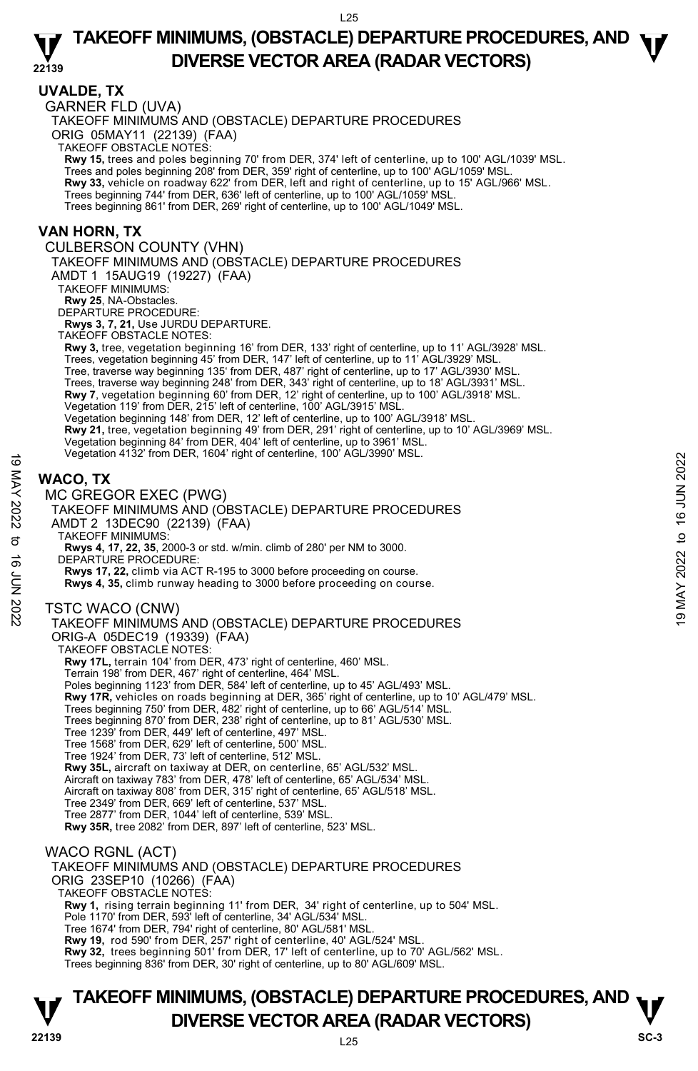## UVALDE, TX

GARNER FLD (UVA)

TAKEOFF MINIMUMS AND (OBSTACLE) DEPARTURE PROCEDURES

ORIG 05MAY11 (22139) (FAA)

TAKEOFF OBSTACLE NOTES:

**Rwy 15,** trees and poles beginning 70' from DER, 374' left of centerline, up to 100' AGL/1039' MSL.
Trees and poles beginning 208' from DER, 359' right of centerline, up to 100' AGL/1059' MSL.
**Rwy 33,** vehicle on roadway 622' from DER, left and right of centerline, up to 15' AGL/966' MSL.
Trees beginning 744' from DER, 636' left of centerline, up to 100' AGL/1059' MSL.
Trees beginning 861' from DER, 269' right of centerline, up to 100' AGL/1049' MSL.

## VAN HORN, TX

CULBERSON COUNTY (VHN)

TAKEOFF MINIMUMS AND (OBSTACLE) DEPARTURE PROCEDURES

AMDT 1 15AUG19 (19227) (FAA)

TAKEOFF MINIMUMS:

**Rwy 25**, NA-Obstacles.

DEPARTURE PROCEDURE:

**Rwys 3, 7, 21,** Use JURDU DEPARTURE.

TAKEOFF OBSTACLE NOTES:

**Rwy 3,** tree, vegetation beginning 16' from DER, 133' right of centerline, up to 11' AGL/3928' MSL.
Trees, vegetation beginning 45' from DER, 147' left of centerline, up to 11' AGL/3929' MSL.
Tree, traverse way beginning 135' from DER, 487' right of centerline, up to 17' AGL/3930' MSL.
Trees, traverse way beginning 248' from DER, 343' right of centerline, up to 18' AGL/3931' MSL.
**Rwy 7**, vegetation beginning 60' from DER, 12' right of centerline, up to 100' AGL/3918' MSL.
Vegetation 119' from DER, 215' left of centerline, 100' AGL/3915' MSL.
Vegetation beginning 148' from DER, 12' left of centerline, up to 100' AGL/3918' MSL.
**Rwy 21,** tree, vegetation beginning 49' from DER, 291' right of centerline, up to 10' AGL/3969' MSL.
Vegetation beginning 84' from DER, 404' left of centerline, up to 3961' MSL.
Vegetation 4132' from DER, 1604' right of centerline, 100' AGL/3990' MSL.

## WACO, TX

MC GREGOR EXEC (PWG)

TAKEOFF MINIMUMS AND (OBSTACLE) DEPARTURE PROCEDURES

AMDT 2 13DEC90 (22139) (FAA)

TAKEOFF MINIMUMS:

**Rwys 4, 17, 22, 35**, 2000-3 or std. w/min. climb of 280' per NM to 3000.

DEPARTURE PROCEDURE:

**Rwys 17, 22,** climb via ACT R-195 to 3000 before proceeding on course.
**Rwys 4, 35,** climb runway heading to 3000 before proceeding on course.

TSTC WACO (CNW)

TAKEOFF MINIMUMS AND (OBSTACLE) DEPARTURE PROCEDURES

ORIG-A 05DEC19 (19339) (FAA)

TAKEOFF OBSTACLE NOTES:

**Rwy 17L,** terrain 104' from DER, 473' right of centerline, 460' MSL.
Terrain 198' from DER, 467' right of centerline, 464' MSL.
Poles beginning 1123' from DER, 584' left of centerline, up to 45' AGL/493' MSL.
**Rwy 17R,** vehicles on roads beginning at DER, 365' right of centerline, up to 10' AGL/479' MSL.
Trees beginning 750' from DER, 482' right of centerline, up to 66' AGL/514' MSL.
Trees beginning 870' from DER, 238' right of centerline, up to 81' AGL/530' MSL.
Tree 1239' from DER, 449' left of centerline, 497' MSL.
Tree 1568' from DER, 629' left of centerline, 500' MSL.
Tree 1924' from DER, 73' left of centerline, 512' MSL.
**Rwy 35L,** aircraft on taxiway at DER, on centerline, 65' AGL/532' MSL.
Aircraft on taxiway 783' from DER, 478' left of centerline, 65' AGL/534' MSL.
Aircraft on taxiway 808' from DER, 315' right of centerline, 65' AGL/518' MSL.
Tree 2349' from DER, 669' left of centerline, 537' MSL.
Tree 2877' from DER, 1044' left of centerline, 539' MSL.
**Rwy 35R,** tree 2082' from DER, 897' left of centerline, 523' MSL.

WACO RGNL (ACT)

TAKEOFF MINIMUMS AND (OBSTACLE) DEPARTURE PROCEDURES

ORIG 23SEP10 (10266) (FAA)

TAKEOFF OBSTACLE NOTES:

**Rwy 1,** rising terrain beginning 11' from DER, 34' right of centerline, up to 504' MSL.
Pole 1170' from DER, 593' left of centerline, 34' AGL/534' MSL.
Tree 1674' from DER, 794' right of centerline, 80' AGL/581' MSL.
**Rwy 19,** rod 590' from DER, 257' right of centerline, 40' AGL/524' MSL.
**Rwy 32,** trees beginning 501' from DER, 17' left of centerline, up to 70' AGL/562' MSL.
Trees beginning 836' from DER, 30' right of centerline, up to 80' AGL/609' MSL.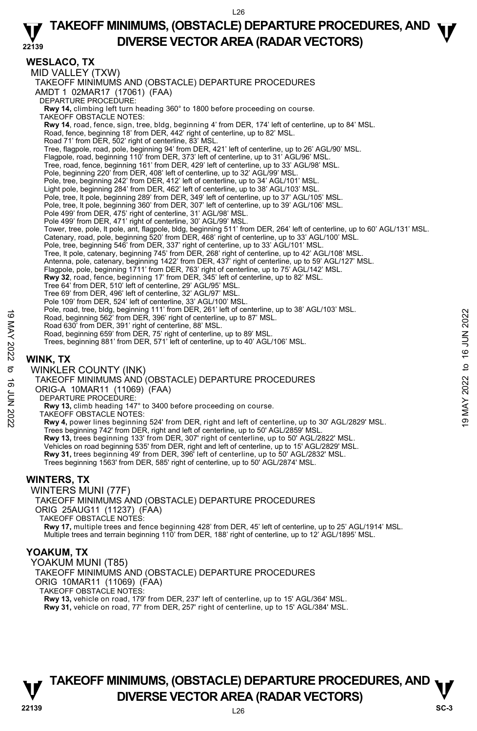## WESLACO, TX

MID VALLEY (TXW)

TAKEOFF MINIMUMS AND (OBSTACLE) DEPARTURE PROCEDURES

AMDT 1 02MAR17 (17061) (FAA)

DEPARTURE PROCEDURE:

**Rwy 14,** climbing left turn heading 360° to 1800 before proceeding on course.

TAKEOFF OBSTACLE NOTES:

**Rwy 14**, road, fence, sign, tree, bldg, beginning 4' from DER, 174' left of centerline, up to 84' MSL.
Road, fence, beginning 18' from DER, 442' right of centerline, up to 82' MSL.
Road 71' from DER, 502' right of centerline, 83' MSL.
Tree, flagpole, road, pole, beginning 94' from DER, 421' left of centerline, up to 26' AGL/90' MSL.
Flagpole, road, beginning 110' from DER, 373' left of centerline, up to 31' AGL/96' MSL.
Tree, road, fence, beginning 161' from DER, 429' left of centerline, up to 33' AGL/98' MSL.
Pole, beginning 220' from DER, 408' left of centerline, up to 32' AGL/99' MSL.
Pole, tree, beginning 242' from DER, 412' left of centerline, up to 34' AGL/101' MSL.
Light pole, beginning 284' from DER, 462' left of centerline, up to 38' AGL/103' MSL.
Pole, tree, lt pole, beginning 289' from DER, 349' left of centerline, up to 37' AGL/105' MSL.
Pole, tree, lt pole, beginning 360' from DER, 307' left of centerline, up to 39' AGL/106' MSL.
Pole 499' from DER, 475' right of centerline, 31' AGL/98' MSL.
Pole 499' from DER, 471' right of centerline, 30' AGL/99' MSL.
Tower, tree, pole, lt pole, ant, flagpole, bldg, beginning 511' from DER, 264' left of centerline, up to 60' AGL/131' MSL.
Catenary, road, pole, beginning 520' from DER, 468' right of centerline, up to 33' AGL/100' MSL.
Pole, tree, beginning 546' from DER, 337' right of centerline, up to 33' AGL/101' MSL.
Tree, lt pole, catenary, beginning 745' from DER, 268' right of centerline, up to 42' AGL/108' MSL.
Antenna, pole, catenary, beginning 1422' from DER, 437' right of centerline, up to 59' AGL/127' MSL.
Flagpole, pole, beginning 1711' from DER, 763' right of centerline, up to 75' AGL/142' MSL.
**Rwy 32**, road, fence, beginning 17' from DER, 345' left of centerline, up to 82' MSL.
Tree 64' from DER, 510' left of centerline, 29' AGL/95' MSL.
Tree 69' from DER, 496' left of centerline, 32' AGL/97' MSL.
Pole 109' from DER, 524' left of centerline, 33' AGL/100' MSL.
Pole, road, tree, bldg, beginning 111' from DER, 261' left of centerline, up to 38' AGL/103' MSL.
Road, beginning 562' from DER, 396' right of centerline, up to 87' MSL.
Road 630' from DER, 391' right of centerline, 88' MSL.
Road, beginning 659' from DER, 75' right of centerline, up to 89' MSL.
Trees, beginning 881' from DER, 571' left of centerline, up to 40' AGL/106' MSL.

## WINK, TX

WINKLER COUNTY (INK)

TAKEOFF MINIMUMS AND (OBSTACLE) DEPARTURE PROCEDURES

ORIG-A 10MAR11 (11069) (FAA)

DEPARTURE PROCEDURE:

**Rwy 13,** climb heading 147° to 3400 before proceeding on course.

TAKEOFF OBSTACLE NOTES:

**Rwy 4,** power lines beginning 524' from DER, right and left of centerline, up to 30' AGL/2829' MSL.
Trees beginning 742' from DER, right and left of centerline, up to 50' AGL/2859' MSL.
**Rwy 13,** trees beginning 133' from DER, 307' right of centerline, up to 50' AGL/2822' MSL.
Vehicles on road beginning 535' from DER, right and left of centerline, up to 15' AGL/2829' MSL.
**Rwy 31,** trees beginning 49' from DER, 396' left of centerline, up to 50' AGL/2832' MSL.
Trees beginning 1563' from DER, 585' right of centerline, up to 50' AGL/2874' MSL.

## WINTERS, TX

WINTERS MUNI (77F)

TAKEOFF MINIMUMS AND (OBSTACLE) DEPARTURE PROCEDURES

ORIG 25AUG11 (11237) (FAA)

TAKEOFF OBSTACLE NOTES:

**Rwy 17,** multiple trees and fence beginning 428' from DER, 45' left of centerline, up to 25' AGL/1914' MSL.
Multiple trees and terrain beginning 110' from DER, 188' right of centerline, up to 12' AGL/1895' MSL.

## YOAKUM, TX

YOAKUM MUNI (T85)

TAKEOFF MINIMUMS AND (OBSTACLE) DEPARTURE PROCEDURES

ORIG 10MAR11 (11069) (FAA)

TAKEOFF OBSTACLE NOTES:

**Rwy 13,** vehicle on road, 179' from DER, 237' left of centerline, up to 15' AGL/364' MSL.
**Rwy 31,** vehicle on road, 77' from DER, 257' right of centerline, up to 15' AGL/384' MSL.